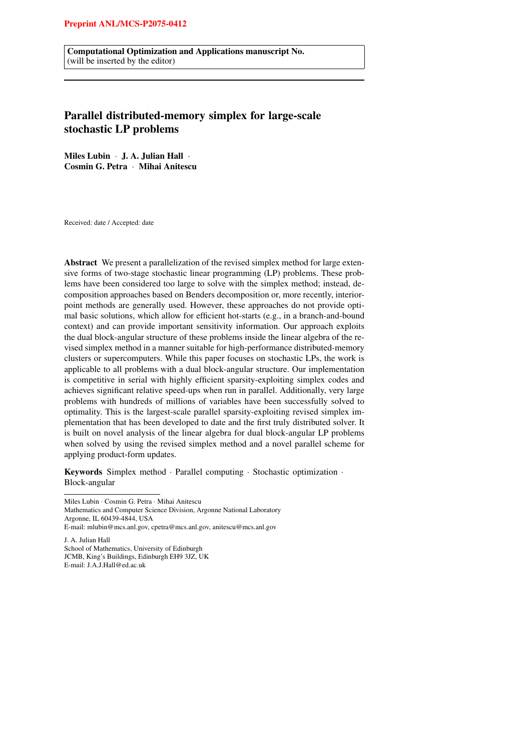Preprint ANL/MCS-P2075-0412

**Computational Optimization and Applications manuscript No.**
(will be inserted by the editor)

# Parallel distributed-memory simplex for large-scale stochastic LP problems

**Miles Lubin** · **J. A. Julian Hall** · **Cosmin G. Petra** · **Mihai Anitescu**

Received: date / Accepted: date

**Abstract** We present a parallelization of the revised simplex method for large extensive forms of two-stage stochastic linear programming (LP) problems. These problems have been considered too large to solve with the simplex method; instead, decomposition approaches based on Benders decomposition or, more recently, interior-point methods are generally used. However, these approaches do not provide optimal basic solutions, which allow for efficient hot-starts (e.g., in a branch-and-bound context) and can provide important sensitivity information. Our approach exploits the dual block-angular structure of these problems inside the linear algebra of the revised simplex method in a manner suitable for high-performance distributed-memory clusters or supercomputers. While this paper focuses on stochastic LPs, the work is applicable to all problems with a dual block-angular structure. Our implementation is competitive in serial with highly efficient sparsity-exploiting simplex codes and achieves significant relative speed-ups when run in parallel. Additionally, very large problems with hundreds of millions of variables have been successfully solved to optimality. This is the largest-scale parallel sparsity-exploiting revised simplex implementation that has been developed to date and the first truly distributed solver. It is built on novel analysis of the linear algebra for dual block-angular LP problems when solved by using the revised simplex method and a novel parallel scheme for applying product-form updates.

**Keywords** Simplex method · Parallel computing · Stochastic optimization · Block-angular

---

Miles Lubin · Cosmin G. Petra · Mihai Anitescu
Mathematics and Computer Science Division, Argonne National Laboratory
Argonne, IL 60439-4844, USA
E-mail: mlubin@mcs.anl.gov, cpetra@mcs.anl.gov, anitescu@mcs.anl.gov

J. A. Julian Hall
School of Mathematics, University of Edinburgh
JCMB, King's Buildings, Edinburgh EH9 3JZ, UK
E-mail: J.A.J.Hall@ed.ac.uk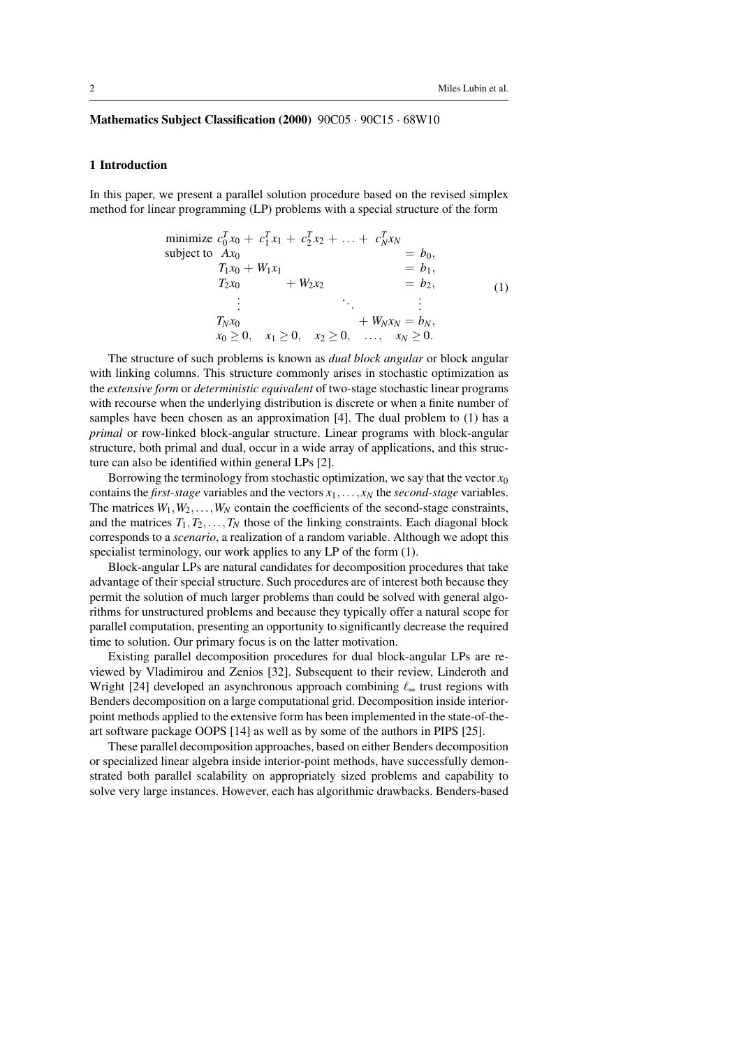**Mathematics Subject Classification (2000)** 90C05 · 90C15 · 68W10

## 1 Introduction

In this paper, we present a parallel solution procedure based on the revised simplex method for linear programming (LP) problems with a special structure of the form

$$
\begin{array}{lllllll}
\text{minimize} & c_0^T x_0 + & c_1^T x_1 + & c_2^T x_2 + & \ldots + & c_N^T x_N & \\
\text{subject to} & A x_0 & & & & & = b_0, \\
& T_1 x_0 + & W_1 x_1 & & & & = b_1, \\
& T_2 x_0 & & + W_2 x_2 & & & = b_2, \\
& \vdots & & & \ddots & & \vdots \\
& T_N x_0 & & & & + W_N x_N & = b_N, \\
& x_0 \geq 0, & x_1 \geq 0, & x_2 \geq 0, & \ldots, & x_N \geq 0. &
\end{array}
\tag{1}
$$

The structure of such problems is known as *dual block angular* or block angular with linking columns. This structure commonly arises in stochastic optimization as the *extensive form* or *deterministic equivalent* of two-stage stochastic linear programs with recourse when the underlying distribution is discrete or when a finite number of samples have been chosen as an approximation [4]. The dual problem to (1) has a *primal* or row-linked block-angular structure. Linear programs with block-angular structure, both primal and dual, occur in a wide array of applications, and this structure can also be identified within general LPs [2].

Borrowing the terminology from stochastic optimization, we say that the vector $x_0$ contains the *first-stage* variables and the vectors $x_1, \ldots, x_N$ the *second-stage* variables. The matrices $W_1, W_2, \ldots, W_N$ contain the coefficients of the second-stage constraints, and the matrices $T_1, T_2, \ldots, T_N$ those of the linking constraints. Each diagonal block corresponds to a *scenario*, a realization of a random variable. Although we adopt this specialist terminology, our work applies to any LP of the form (1).

Block-angular LPs are natural candidates for decomposition procedures that take advantage of their special structure. Such procedures are of interest both because they permit the solution of much larger problems than could be solved with general algorithms for unstructured problems and because they typically offer a natural scope for parallel computation, presenting an opportunity to significantly decrease the required time to solution. Our primary focus is on the latter motivation.

Existing parallel decomposition procedures for dual block-angular LPs are reviewed by Vladimirou and Zenios [32]. Subsequent to their review, Linderoth and Wright [24] developed an asynchronous approach combining $\ell_\infty$ trust regions with Benders decomposition on a large computational grid. Decomposition inside interior-point methods applied to the extensive form has been implemented in the state-of-the-art software package OOPS [14] as well as by some of the authors in PIPS [25].

These parallel decomposition approaches, based on either Benders decomposition or specialized linear algebra inside interior-point methods, have successfully demonstrated both parallel scalability on appropriately sized problems and capability to solve very large instances. However, each has algorithmic drawbacks. Benders-based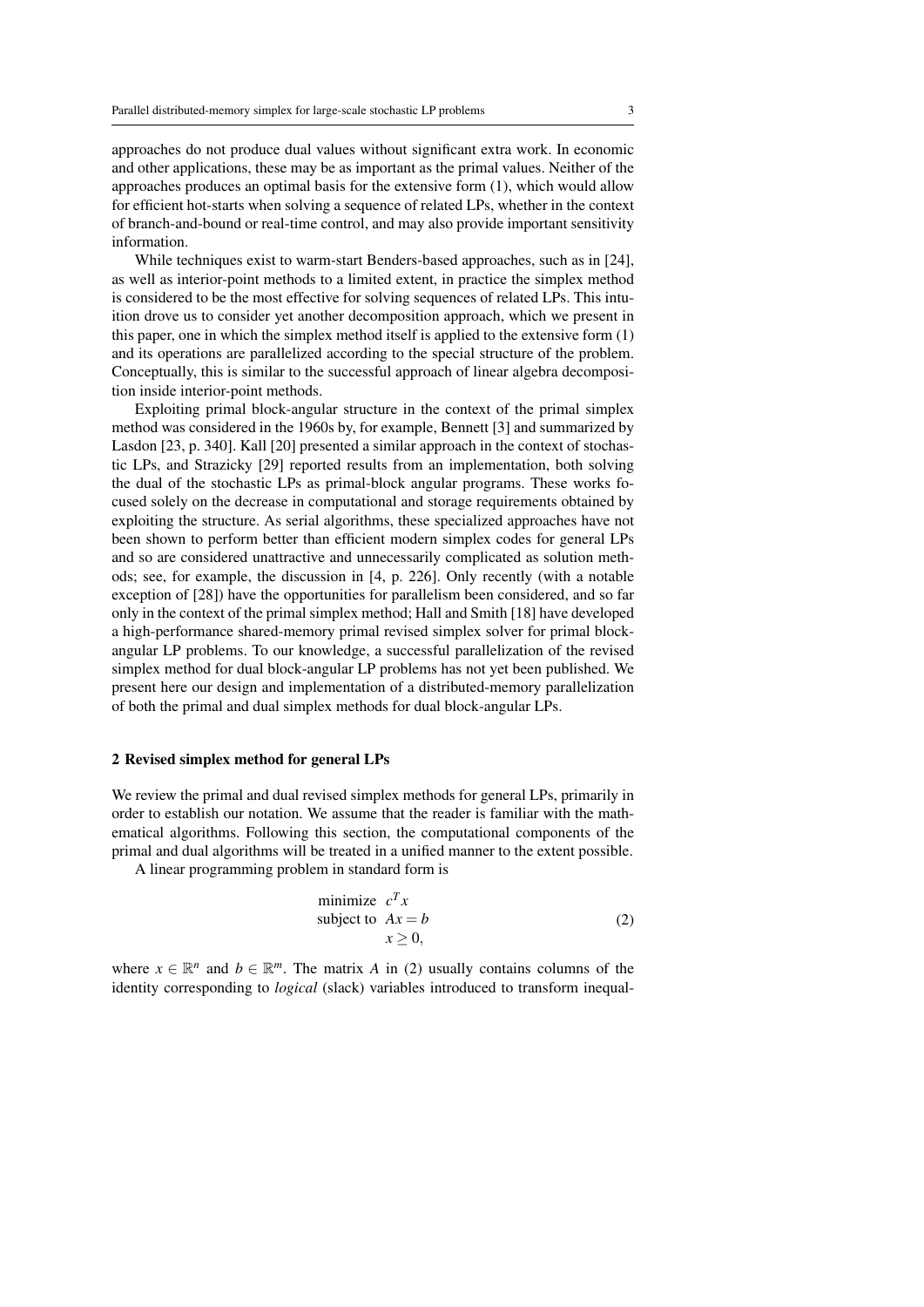approaches do not produce dual values without significant extra work. In economic and other applications, these may be as important as the primal values. Neither of the approaches produces an optimal basis for the extensive form (1), which would allow for efficient hot-starts when solving a sequence of related LPs, whether in the context of branch-and-bound or real-time control, and may also provide important sensitivity information.

While techniques exist to warm-start Benders-based approaches, such as in [24], as well as interior-point methods to a limited extent, in practice the simplex method is considered to be the most effective for solving sequences of related LPs. This intuition drove us to consider yet another decomposition approach, which we present in this paper, one in which the simplex method itself is applied to the extensive form (1) and its operations are parallelized according to the special structure of the problem. Conceptually, this is similar to the successful approach of linear algebra decomposition inside interior-point methods.

Exploiting primal block-angular structure in the context of the primal simplex method was considered in the 1960s by, for example, Bennett [3] and summarized by Lasdon [23, p. 340]. Kall [20] presented a similar approach in the context of stochastic LPs, and Strazicky [29] reported results from an implementation, both solving the dual of the stochastic LPs as primal-block angular programs. These works focused solely on the decrease in computational and storage requirements obtained by exploiting the structure. As serial algorithms, these specialized approaches have not been shown to perform better than efficient modern simplex codes for general LPs and so are considered unattractive and unnecessarily complicated as solution methods; see, for example, the discussion in [4, p. 226]. Only recently (with a notable exception of [28]) have the opportunities for parallelism been considered, and so far only in the context of the primal simplex method; Hall and Smith [18] have developed a high-performance shared-memory primal revised simplex solver for primal block-angular LP problems. To our knowledge, a successful parallelization of the revised simplex method for dual block-angular LP problems has not yet been published. We present here our design and implementation of a distributed-memory parallelization of both the primal and dual simplex methods for dual block-angular LPs.

## 2 Revised simplex method for general LPs

We review the primal and dual revised simplex methods for general LPs, primarily in order to establish our notation. We assume that the reader is familiar with the mathematical algorithms. Following this section, the computational components of the primal and dual algorithms will be treated in a unified manner to the extent possible.

A linear programming problem in standard form is

$$\begin{aligned} \text{minimize} \quad & c^T x \\ \text{subject to} \quad & Ax = b \\ & x \geq 0, \end{aligned} \tag{2}$$

where $x \in \mathbb{R}^n$ and $b \in \mathbb{R}^m$. The matrix $A$ in (2) usually contains columns of the identity corresponding to *logical* (slack) variables introduced to transform inequal-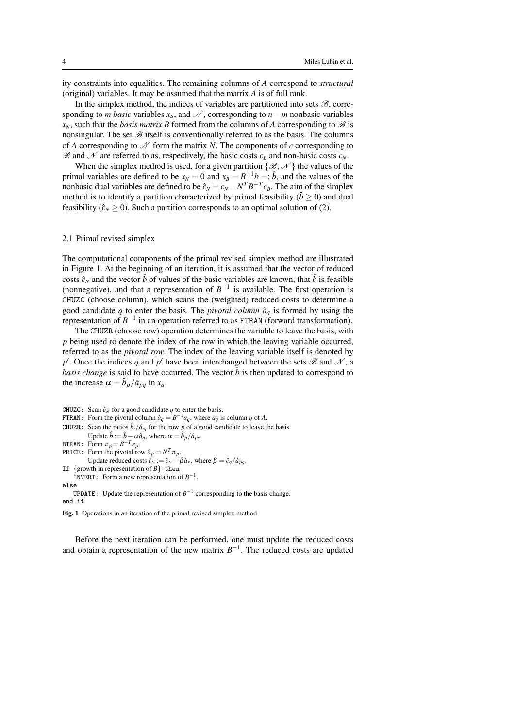ity constraints into equalities. The remaining columns of $A$ correspond to *structural* (original) variables. It may be assumed that the matrix $A$ is of full rank.

In the simplex method, the indices of variables are partitioned into sets $\mathscr{B}$, corresponding to $m$ *basic* variables $x_B$, and $\mathscr{N}$, corresponding to $n-m$ nonbasic variables $x_N$, such that the *basis matrix* $B$ formed from the columns of $A$ corresponding to $\mathscr{B}$ is nonsingular. The set $\mathscr{B}$ itself is conventionally referred to as the basis. The columns of $A$ corresponding to $\mathscr{N}$ form the matrix $N$. The components of $c$ corresponding to $\mathscr{B}$ and $\mathscr{N}$ are referred to as, respectively, the basic costs $c_B$ and non-basic costs $c_N$.

When the simplex method is used, for a given partition $\{\mathscr{B}, \mathscr{N}\}$ the values of the primal variables are defined to be $x_N = 0$ and $x_B = B^{-1}b =: \hat{b}$, and the values of the nonbasic dual variables are defined to be $\hat{c}_N = c_N - N^T B^{-T} c_B$. The aim of the simplex method is to identify a partition characterized by primal feasibility ($\hat{b} \geq 0$) and dual feasibility ($\hat{c}_N \geq 0$). Such a partition corresponds to an optimal solution of (2).

## 2.1 Primal revised simplex

The computational components of the primal revised simplex method are illustrated in Figure 1. At the beginning of an iteration, it is assumed that the vector of reduced costs $\hat{c}_N$ and the vector $\hat{b}$ of values of the basic variables are known, that $\hat{b}$ is feasible (nonnegative), and that a representation of $B^{-1}$ is available. The first operation is CHUZC (choose column), which scans the (weighted) reduced costs to determine a good candidate $q$ to enter the basis. The *pivotal column* $\hat{a}_q$ is formed by using the representation of $B^{-1}$ in an operation referred to as FTRAN (forward transformation).

The CHUZR (choose row) operation determines the variable to leave the basis, with $p$ being used to denote the index of the row in which the leaving variable occurred, referred to as the *pivotal row*. The index of the leaving variable itself is denoted by $p'$. Once the indices $q$ and $p'$ have been interchanged between the sets $\mathscr{B}$ and $\mathscr{N}$, a *basis change* is said to have occurred. The vector $\hat{b}$ is then updated to correspond to the increase $\alpha = \hat{b}_p / \hat{a}_{pq}$ in $x_q$.

CHUZC: Scan $\hat{c}_N$ for a good candidate $q$ to enter the basis.
FTRAN: Form the pivotal column $\hat{a}_q = B^{-1}a_q$, where $a_q$ is column $q$ of $A$.
CHUZR: Scan the ratios $\hat{b}_i / \hat{a}_{iq}$ for the row $p$ of a good candidate to leave the basis.
  Update $\hat{b} := \hat{b} - \alpha \hat{a}_q$, where $\alpha = \hat{b}_p / \hat{a}_{pq}$.
BTRAN: Form $\pi_p = B^{-T} e_p$.
PRICE: Form the pivotal row $\hat{a}_p = N^T \pi_p$.
  Update reduced costs $\hat{c}_N := \hat{c}_N - \beta \hat{a}_p$, where $\beta = \hat{c}_q / \hat{a}_{pq}$.
If {growth in representation of $B$} then
  INVERT: Form a new representation of $B^{-1}$.
else
  UPDATE: Update the representation of $B^{-1}$ corresponding to the basis change.
end if

**Fig. 1** Operations in an iteration of the primal revised simplex method

Before the next iteration can be performed, one must update the reduced costs and obtain a representation of the new matrix $B^{-1}$. The reduced costs are updated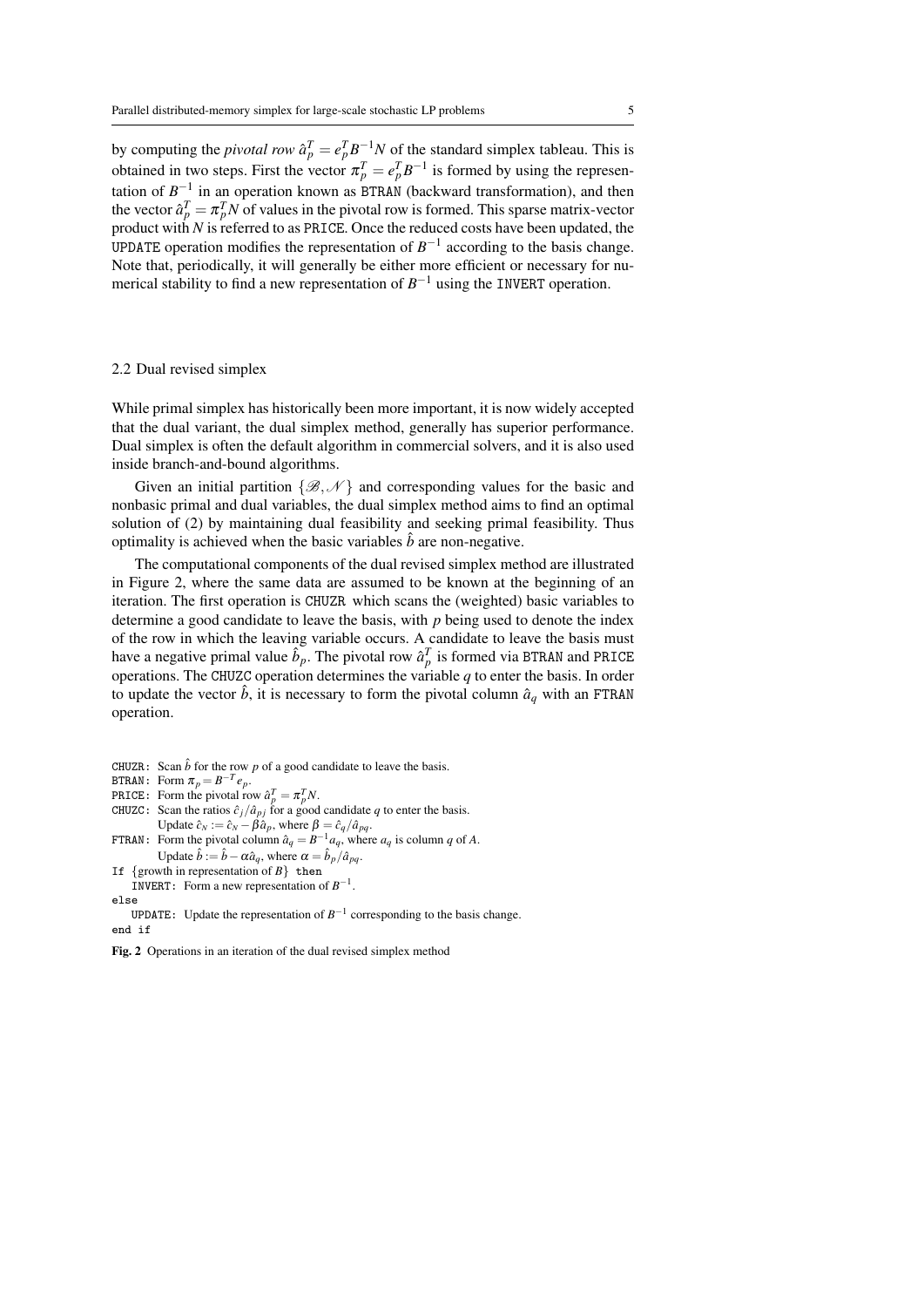by computing the *pivotal row* $\hat{a}_p^T = e_p^T B^{-1} N$ of the standard simplex tableau. This is obtained in two steps. First the vector $\pi_p^T = e_p^T B^{-1}$ is formed by using the representation of $B^{-1}$ in an operation known as BTRAN (backward transformation), and then the vector $\hat{a}_p^T = \pi_p^T N$ of values in the pivotal row is formed. This sparse matrix-vector product with $N$ is referred to as PRICE. Once the reduced costs have been updated, the UPDATE operation modifies the representation of $B^{-1}$ according to the basis change. Note that, periodically, it will generally be either more efficient or necessary for numerical stability to find a new representation of $B^{-1}$ using the INVERT operation.

## 2.2 Dual revised simplex

While primal simplex has historically been more important, it is now widely accepted that the dual variant, the dual simplex method, generally has superior performance. Dual simplex is often the default algorithm in commercial solvers, and it is also used inside branch-and-bound algorithms.

Given an initial partition $\{\mathscr{B}, \mathscr{N}\}$ and corresponding values for the basic and nonbasic primal and dual variables, the dual simplex method aims to find an optimal solution of (2) by maintaining dual feasibility and seeking primal feasibility. Thus optimality is achieved when the basic variables $\hat{b}$ are non-negative.

The computational components of the dual revised simplex method are illustrated in Figure 2, where the same data are assumed to be known at the beginning of an iteration. The first operation is CHUZR which scans the (weighted) basic variables to determine a good candidate to leave the basis, with $p$ being used to denote the index of the row in which the leaving variable occurs. A candidate to leave the basis must have a negative primal value $\hat{b}_p$. The pivotal row $\hat{a}_p^T$ is formed via BTRAN and PRICE operations. The CHUZC operation determines the variable $q$ to enter the basis. In order to update the vector $\hat{b}$, it is necessary to form the pivotal column $\hat{a}_q$ with an FTRAN operation.

CHUZR: Scan $\hat{b}$ for the row $p$ of a good candidate to leave the basis.
BTRAN: Form $\pi_p = B^{-T} e_p$.
PRICE: Form the pivotal row $\hat{a}_p^T = \pi_p^T N$.
CHUZC: Scan the ratios $\hat{c}_j / \hat{a}_{pj}$ for a good candidate $q$ to enter the basis.
  Update $\hat{c}_N := \hat{c}_N - \beta \hat{a}_p$, where $\beta = \hat{c}_q / \hat{a}_{pq}$.
FTRAN: Form the pivotal column $\hat{a}_q = B^{-1} a_q$, where $a_q$ is column $q$ of $A$.
  Update $\hat{b} := \hat{b} - \alpha \hat{a}_q$, where $\alpha = \hat{b}_p / \hat{a}_{pq}$.
If {growth in representation of $B$} then
  INVERT: Form a new representation of $B^{-1}$.
else
  UPDATE: Update the representation of $B^{-1}$ corresponding to the basis change.
end if

**Fig. 2** Operations in an iteration of the dual revised simplex method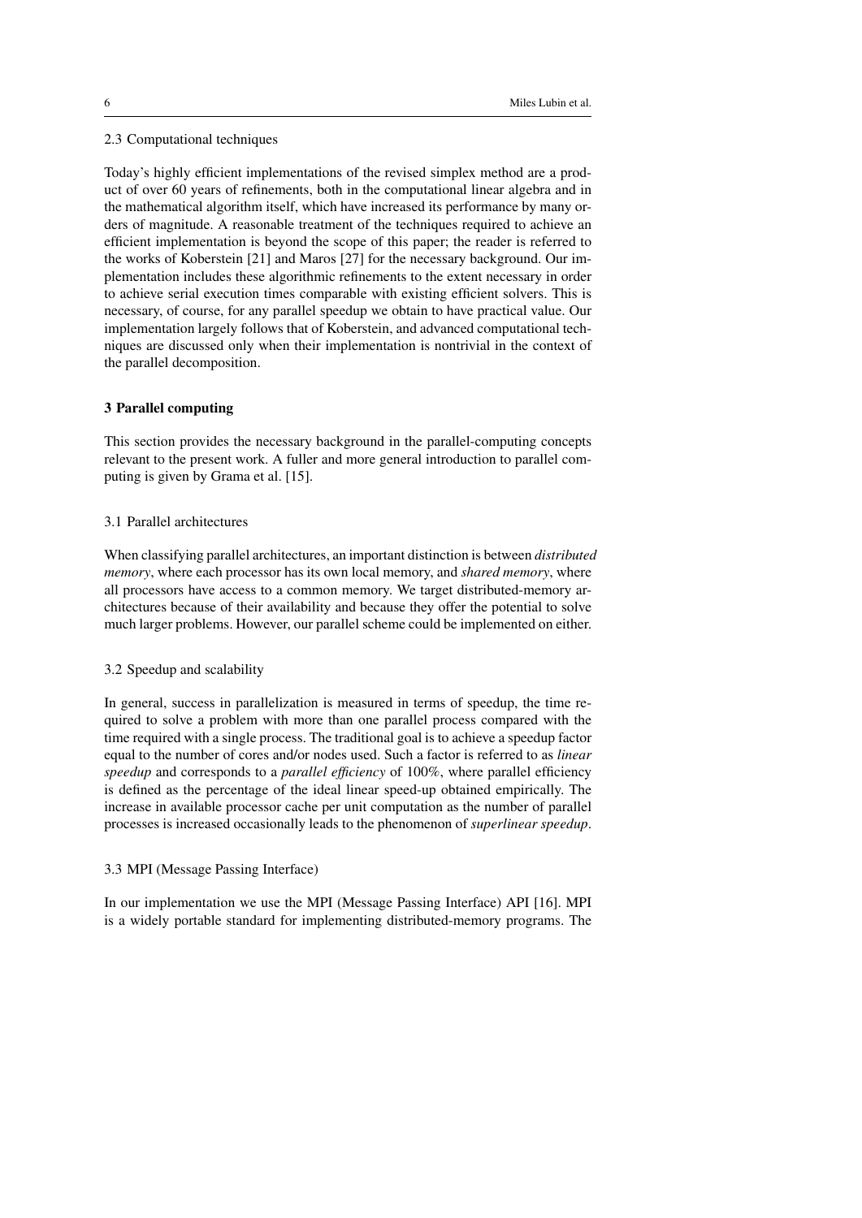### 2.3 Computational techniques

Today's highly efficient implementations of the revised simplex method are a product of over 60 years of refinements, both in the computational linear algebra and in the mathematical algorithm itself, which have increased its performance by many orders of magnitude. A reasonable treatment of the techniques required to achieve an efficient implementation is beyond the scope of this paper; the reader is referred to the works of Koberstein [21] and Maros [27] for the necessary background. Our implementation includes these algorithmic refinements to the extent necessary in order to achieve serial execution times comparable with existing efficient solvers. This is necessary, of course, for any parallel speedup we obtain to have practical value. Our implementation largely follows that of Koberstein, and advanced computational techniques are discussed only when their implementation is nontrivial in the context of the parallel decomposition.

## 3 Parallel computing

This section provides the necessary background in the parallel-computing concepts relevant to the present work. A fuller and more general introduction to parallel computing is given by Grama et al. [15].

### 3.1 Parallel architectures

When classifying parallel architectures, an important distinction is between *distributed memory*, where each processor has its own local memory, and *shared memory*, where all processors have access to a common memory. We target distributed-memory architectures because of their availability and because they offer the potential to solve much larger problems. However, our parallel scheme could be implemented on either.

### 3.2 Speedup and scalability

In general, success in parallelization is measured in terms of speedup, the time required to solve a problem with more than one parallel process compared with the time required with a single process. The traditional goal is to achieve a speedup factor equal to the number of cores and/or nodes used. Such a factor is referred to as *linear speedup* and corresponds to a *parallel efficiency* of 100%, where parallel efficiency is defined as the percentage of the ideal linear speed-up obtained empirically. The increase in available processor cache per unit computation as the number of parallel processes is increased occasionally leads to the phenomenon of *superlinear speedup*.

### 3.3 MPI (Message Passing Interface)

In our implementation we use the MPI (Message Passing Interface) API [16]. MPI is a widely portable standard for implementing distributed-memory programs. The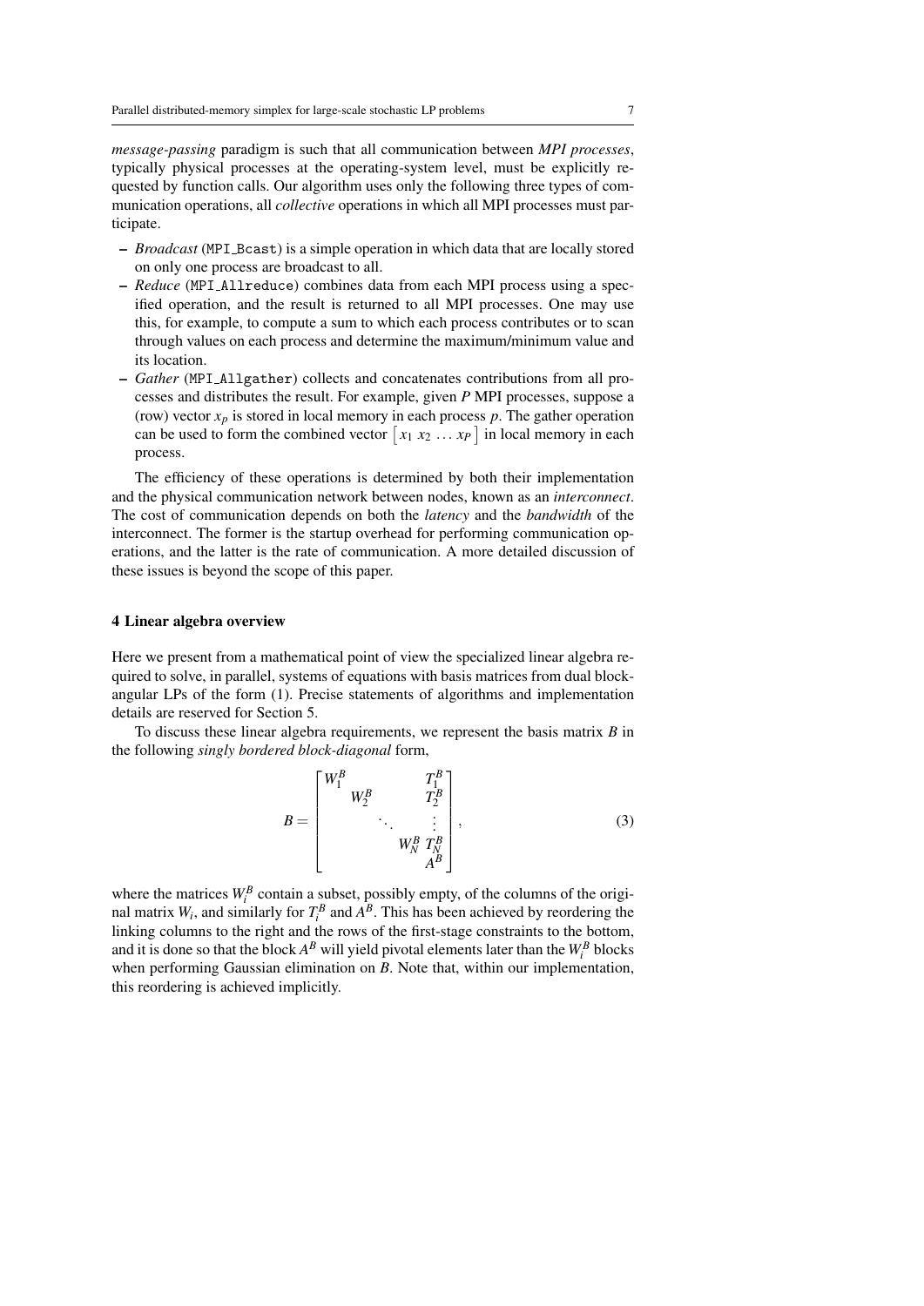*message-passing* paradigm is such that all communication between *MPI processes*, typically physical processes at the operating-system level, must be explicitly requested by function calls. Our algorithm uses only the following three types of communication operations, all *collective* operations in which all MPI processes must participate.

- *Broadcast* (MPI_Bcast) is a simple operation in which data that are locally stored on only one process are broadcast to all.
- *Reduce* (MPI_Allreduce) combines data from each MPI process using a specified operation, and the result is returned to all MPI processes. One may use this, for example, to compute a sum to which each process contributes or to scan through values on each process and determine the maximum/minimum value and its location.
- *Gather* (MPI_Allgather) collects and concatenates contributions from all processes and distributes the result. For example, given $P$ MPI processes, suppose a (row) vector $x_p$ is stored in local memory in each process $p$. The gather operation can be used to form the combined vector $\begin{bmatrix} x_1 \; x_2 \; \dots \; x_P \end{bmatrix}$ in local memory in each process.

The efficiency of these operations is determined by both their implementation and the physical communication network between nodes, known as an *interconnect*. The cost of communication depends on both the *latency* and the *bandwidth* of the interconnect. The former is the startup overhead for performing communication operations, and the latter is the rate of communication. A more detailed discussion of these issues is beyond the scope of this paper.

## 4 Linear algebra overview

Here we present from a mathematical point of view the specialized linear algebra required to solve, in parallel, systems of equations with basis matrices from dual block-angular LPs of the form (1). Precise statements of algorithms and implementation details are reserved for Section 5.

To discuss these linear algebra requirements, we represent the basis matrix $B$ in the following *singly bordered block-diagonal* form,

$$B = \begin{bmatrix} W_1^B & & & & T_1^B \\ & W_2^B & & & T_2^B \\ & & \ddots & & \vdots \\ & & & W_N^B & T_N^B \\ & & & & A^B \end{bmatrix}, \tag{3}$$

where the matrices $W_i^B$ contain a subset, possibly empty, of the columns of the original matrix $W_i$, and similarly for $T_i^B$ and $A^B$. This has been achieved by reordering the linking columns to the right and the rows of the first-stage constraints to the bottom, and it is done so that the block $A^B$ will yield pivotal elements later than the $W_i^B$ blocks when performing Gaussian elimination on $B$. Note that, within our implementation, this reordering is achieved implicitly.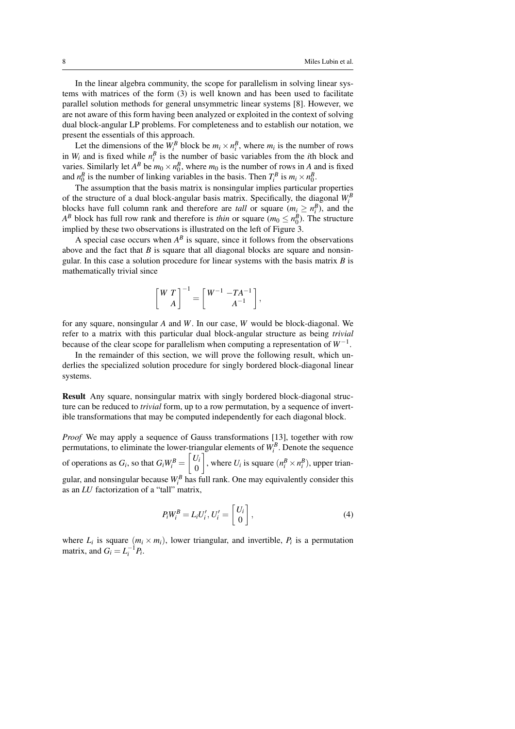In the linear algebra community, the scope for parallelism in solving linear systems with matrices of the form (3) is well known and has been used to facilitate parallel solution methods for general unsymmetric linear systems [8]. However, we are not aware of this form having been analyzed or exploited in the context of solving dual block-angular LP problems. For completeness and to establish our notation, we present the essentials of this approach.

Let the dimensions of the $W_i^B$ block be $m_i \times n_i^B$, where $m_i$ is the number of rows in $W_i$ and is fixed while $n_i^B$ is the number of basic variables from the $i$th block and varies. Similarly let $A^B$ be $m_0 \times n_0^B$, where $m_0$ is the number of rows in $A$ and is fixed and $n_0^B$ is the number of linking variables in the basis. Then $T_i^B$ is $m_i \times n_0^B$.

The assumption that the basis matrix is nonsingular implies particular properties of the structure of a dual block-angular basis matrix. Specifically, the diagonal $W_i^B$ blocks have full column rank and therefore are *tall* or square ($m_i \geq n_i^B$), and the $A^B$ block has full row rank and therefore is *thin* or square ($m_0 \leq n_0^B$). The structure implied by these two observations is illustrated on the left of Figure 3.

A special case occurs when $A^B$ is square, since it follows from the observations above and the fact that $B$ is square that all diagonal blocks are square and nonsingular. In this case a solution procedure for linear systems with the basis matrix $B$ is mathematically trivial since

$$\begin{bmatrix} W & T \\ & A \end{bmatrix}^{-1} = \begin{bmatrix} W^{-1} & -TA^{-1} \\ & A^{-1} \end{bmatrix},$$

for any square, nonsingular $A$ and $W$. In our case, $W$ would be block-diagonal. We refer to a matrix with this particular dual block-angular structure as being *trivial* because of the clear scope for parallelism when computing a representation of $W^{-1}$.

In the remainder of this section, we will prove the following result, which underlies the specialized solution procedure for singly bordered block-diagonal linear systems.

**Result** Any square, nonsingular matrix with singly bordered block-diagonal structure can be reduced to *trivial* form, up to a row permutation, by a sequence of invertible transformations that may be computed independently for each diagonal block.

*Proof* We may apply a sequence of Gauss transformations [13], together with row permutations, to eliminate the lower-triangular elements of $W_i^B$. Denote the sequence of operations as $G_i$, so that $G_i W_i^B = \begin{bmatrix} U_i \\ 0 \end{bmatrix}$, where $U_i$ is square ($n_i^B \times n_i^B$), upper triangular, and nonsingular because $W_i^B$ has full rank. One may equivalently consider this as an $LU$ factorization of a "tall" matrix,

$$P_i W_i^B = L_i U_i', \; U_i' = \begin{bmatrix} U_i \\ 0 \end{bmatrix}, \tag{4}$$

where $L_i$ is square ($m_i \times m_i$), lower triangular, and invertible, $P_i$ is a permutation matrix, and $G_i = L_i^{-1} P_i$.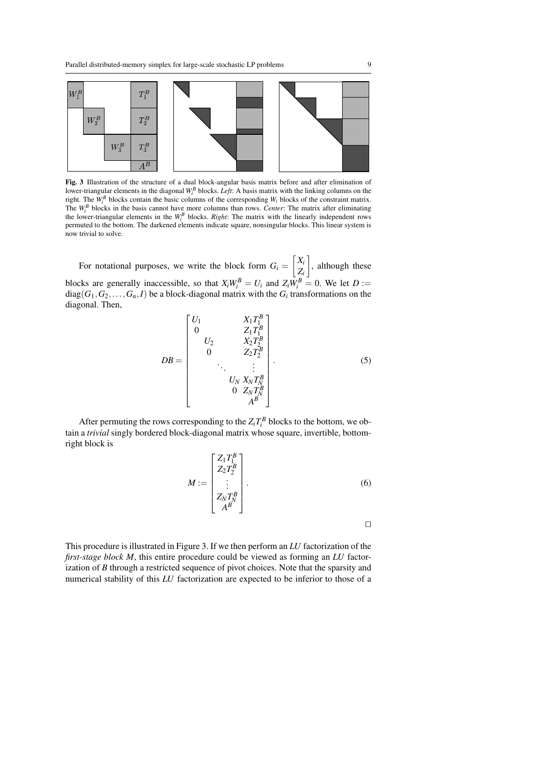Fig. 3 Illustration of the structure of a dual block-angular basis matrix before and after elimination of lower-triangular elements in the diagonal $W_i^B$ blocks. *Left*: A basis matrix with the linking columns on the right. The $W_i^B$ blocks contain the basic columns of the corresponding $W_i$ blocks of the constraint matrix. The $W_i^B$ blocks in the basis cannot have more columns than rows. *Center*: The matrix after eliminating the lower-triangular elements in the $W_i^B$ blocks. *Right*: The matrix with the linearly independent rows permuted to the bottom. The darkened elements indicate square, nonsingular blocks. This linear system is now trivial to solve.

For notational purposes, we write the block form $G_i = \begin{bmatrix} X_i \\ Z_i \end{bmatrix}$, although these blocks are generally inaccessible, so that $X_i W_i^B = U_i$ and $Z_i W_i^B = 0$. We let $D := \mathrm{diag}(G_1, G_2, \ldots, G_n, I)$ be a block-diagonal matrix with the $G_i$ transformations on the diagonal. Then,

$$DB = \begin{bmatrix} U_1 & & & X_1 T_1^B \\ 0 & & & Z_1 T_1^B \\ & U_2 & & X_2 T_2^B \\ & 0 & & Z_2 T_2^B \\ & & \ddots & \vdots \\ & & U_N & X_N T_N^B \\ & & 0 & Z_N T_N^B \\ & & & A^B \end{bmatrix}. \tag{5}$$

After permuting the rows corresponding to the $Z_i T_i^B$ blocks to the bottom, we obtain a *trivial* singly bordered block-diagonal matrix whose square, invertible, bottom-right block is

$$M := \begin{bmatrix} Z_1 T_1^B \\ Z_2 T_2^B \\ \vdots \\ Z_N T_N^B \\ A^B \end{bmatrix}. \tag{6}$$

□

This procedure is illustrated in Figure 3. If we then perform an *LU* factorization of the *first-stage block M*, this entire procedure could be viewed as forming an *LU* factorization of *B* through a restricted sequence of pivot choices. Note that the sparsity and numerical stability of this *LU* factorization are expected to be inferior to those of a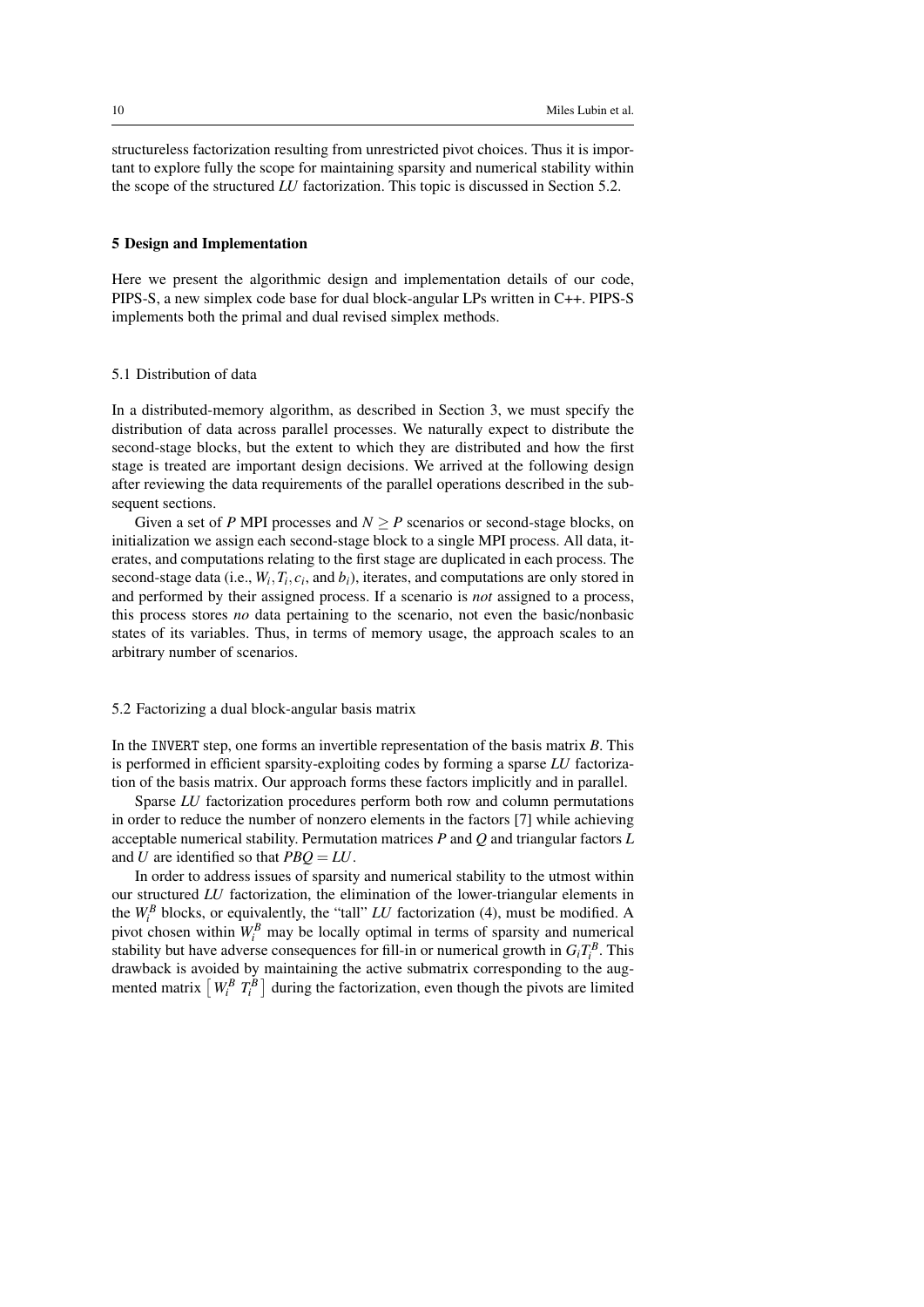structureless factorization resulting from unrestricted pivot choices. Thus it is important to explore fully the scope for maintaining sparsity and numerical stability within the scope of the structured *LU* factorization. This topic is discussed in Section 5.2.

## 5 Design and Implementation

Here we present the algorithmic design and implementation details of our code, PIPS-S, a new simplex code base for dual block-angular LPs written in C++. PIPS-S implements both the primal and dual revised simplex methods.

### 5.1 Distribution of data

In a distributed-memory algorithm, as described in Section 3, we must specify the distribution of data across parallel processes. We naturally expect to distribute the second-stage blocks, but the extent to which they are distributed and how the first stage is treated are important design decisions. We arrived at the following design after reviewing the data requirements of the parallel operations described in the subsequent sections.

Given a set of $P$ MPI processes and $N \geq P$ scenarios or second-stage blocks, on initialization we assign each second-stage block to a single MPI process. All data, iterates, and computations relating to the first stage are duplicated in each process. The second-stage data (i.e., $W_i, T_i, c_i$, and $b_i$), iterates, and computations are only stored in and performed by their assigned process. If a scenario is *not* assigned to a process, this process stores *no* data pertaining to the scenario, not even the basic/nonbasic states of its variables. Thus, in terms of memory usage, the approach scales to an arbitrary number of scenarios.

### 5.2 Factorizing a dual block-angular basis matrix

In the `INVERT` step, one forms an invertible representation of the basis matrix $B$. This is performed in efficient sparsity-exploiting codes by forming a sparse *LU* factorization of the basis matrix. Our approach forms these factors implicitly and in parallel.

Sparse *LU* factorization procedures perform both row and column permutations in order to reduce the number of nonzero elements in the factors [7] while achieving acceptable numerical stability. Permutation matrices $P$ and $Q$ and triangular factors $L$ and $U$ are identified so that $PBQ = LU$.

In order to address issues of sparsity and numerical stability to the utmost within our structured *LU* factorization, the elimination of the lower-triangular elements in the $W_i^B$ blocks, or equivalently, the "tall" *LU* factorization (4), must be modified. A pivot chosen within $W_i^B$ may be locally optimal in terms of sparsity and numerical stability but have adverse consequences for fill-in or numerical growth in $G_i T_i^B$. This drawback is avoided by maintaining the active submatrix corresponding to the augmented matrix $\begin{bmatrix} W_i^B & T_i^B \end{bmatrix}$ during the factorization, even though the pivots are limited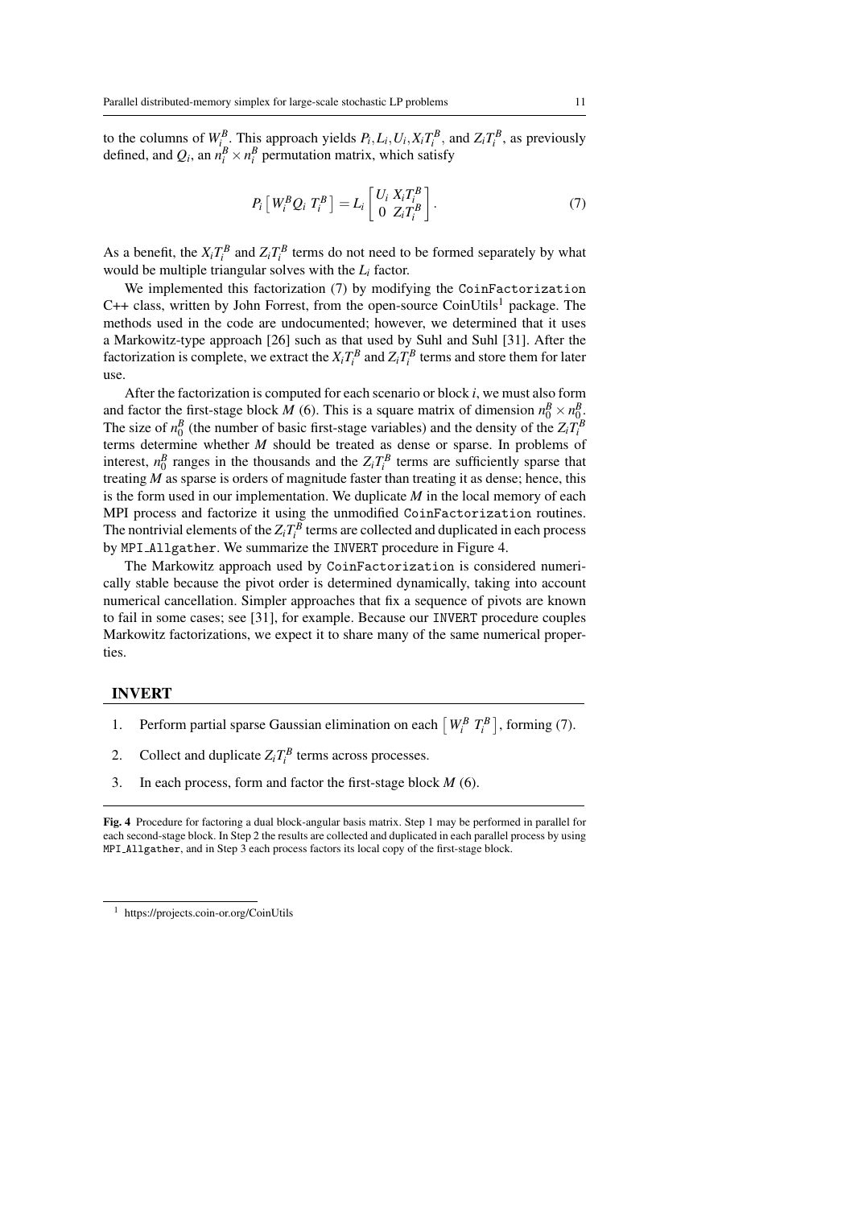to the columns of $W_i^B$. This approach yields $P_i, L_i, U_i, X_i T_i^B$, and $Z_i T_i^B$, as previously defined, and $Q_i$, an $n_i^B \times n_i^B$ permutation matrix, which satisfy

$$P_i \begin{bmatrix} W_i^B Q_i \ T_i^B \end{bmatrix} = L_i \begin{bmatrix} U_i & X_i T_i^B \\ 0 & Z_i T_i^B \end{bmatrix}. \tag{7}$$

As a benefit, the $X_i T_i^B$ and $Z_i T_i^B$ terms do not need to be formed separately by what would be multiple triangular solves with the $L_i$ factor.

We implemented this factorization (7) by modifying the `CoinFactorization` C++ class, written by John Forrest, from the open-source CoinUtils[1] package. The methods used in the code are undocumented; however, we determined that it uses a Markowitz-type approach [26] such as that used by Suhl and Suhl [31]. After the factorization is complete, we extract the $X_i T_i^B$ and $Z_i T_i^B$ terms and store them for later use.

After the factorization is computed for each scenario or block $i$, we must also form and factor the first-stage block $M$ (6). This is a square matrix of dimension $n_0^B \times n_0^B$. The size of $n_0^B$ (the number of basic first-stage variables) and the density of the $Z_i T_i^B$ terms determine whether $M$ should be treated as dense or sparse. In problems of interest, $n_0^B$ ranges in the thousands and the $Z_i T_i^B$ terms are sufficiently sparse that treating $M$ as sparse is orders of magnitude faster than treating it as dense; hence, this is the form used in our implementation. We duplicate $M$ in the local memory of each MPI process and factorize it using the unmodified `CoinFactorization` routines. The nontrivial elements of the $Z_i T_i^B$ terms are collected and duplicated in each process by `MPI_Allgather`. We summarize the `INVERT` procedure in Figure 4.

The Markowitz approach used by `CoinFactorization` is considered numerically stable because the pivot order is determined dynamically, taking into account numerical cancellation. Simpler approaches that fix a sequence of pivots are known to fail in some cases; see [31], for example. Because our `INVERT` procedure couples Markowitz factorizations, we expect it to share many of the same numerical properties.

**INVERT**

1. Perform partial sparse Gaussian elimination on each $\begin{bmatrix} W_i^B \ T_i^B \end{bmatrix}$, forming (7).
2. Collect and duplicate $Z_i T_i^B$ terms across processes.
3. In each process, form and factor the first-stage block $M$ (6).

**Fig. 4** Procedure for factoring a dual block-angular basis matrix. Step 1 may be performed in parallel for each second-stage block. In Step 2 the results are collected and duplicated in each parallel process by using `MPI_Allgather`, and in Step 3 each process factors its local copy of the first-stage block.

[1] https://projects.coin-or.org/CoinUtils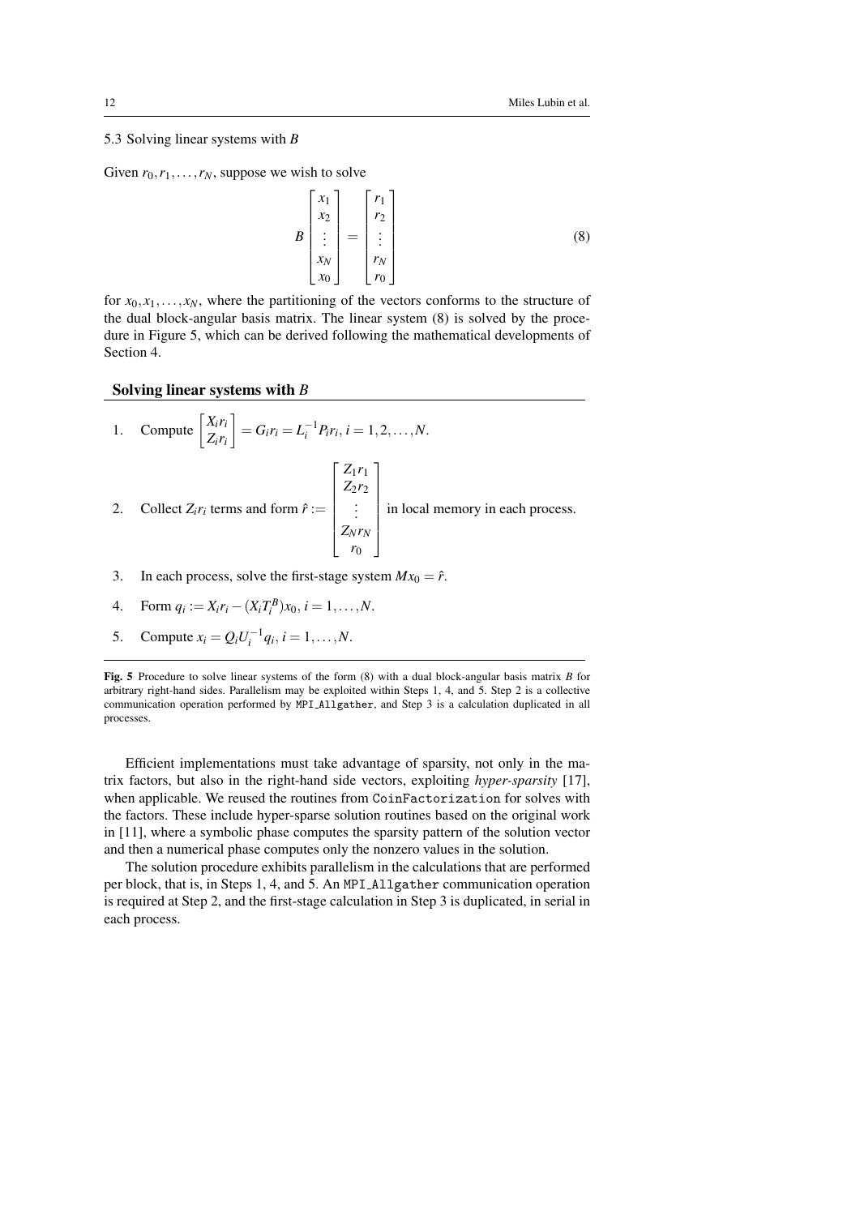### 5.3 Solving linear systems with $B$

Given $r_0, r_1, \ldots, r_N$, suppose we wish to solve

$$B \begin{bmatrix} x_1 \\ x_2 \\ \vdots \\ x_N \\ x_0 \end{bmatrix} = \begin{bmatrix} r_1 \\ r_2 \\ \vdots \\ r_N \\ r_0 \end{bmatrix} \tag{8}$$

for $x_0, x_1, \ldots, x_N$, where the partitioning of the vectors conforms to the structure of the dual block-angular basis matrix. The linear system (8) is solved by the procedure in Figure 5, which can be derived following the mathematical developments of Section 4.

---

**Solving linear systems with $B$**

1. Compute $\begin{bmatrix} X_i r_i \\ Z_i r_i \end{bmatrix} = G_i r_i = L_i^{-1} P_i r_i,\ i = 1, 2, \ldots, N.$
2. Collect $Z_i r_i$ terms and form $\hat{r} := \begin{bmatrix} Z_1 r_1 \\ Z_2 r_2 \\ \vdots \\ Z_N r_N \\ r_0 \end{bmatrix}$ in local memory in each process.
3. In each process, solve the first-stage system $M x_0 = \hat{r}$.
4. Form $q_i := X_i r_i - (X_i T_i^B) x_0,\ i = 1, \ldots, N.$
5. Compute $x_i = Q_i U_i^{-1} q_i,\ i = 1, \ldots, N.$

---

**Fig. 5** Procedure to solve linear systems of the form (8) with a dual block-angular basis matrix $B$ for arbitrary right-hand sides. Parallelism may be exploited within Steps 1, 4, and 5. Step 2 is a collective communication operation performed by `MPI_Allgather`, and Step 3 is a calculation duplicated in all processes.

Efficient implementations must take advantage of sparsity, not only in the matrix factors, but also in the right-hand side vectors, exploiting *hyper-sparsity* [17], when applicable. We reused the routines from `CoinFactorization` for solves with the factors. These include hyper-sparse solution routines based on the original work in [11], where a symbolic phase computes the sparsity pattern of the solution vector and then a numerical phase computes only the nonzero values in the solution.

The solution procedure exhibits parallelism in the calculations that are performed per block, that is, in Steps 1, 4, and 5. An `MPI_Allgather` communication operation is required at Step 2, and the first-stage calculation in Step 3 is duplicated, in serial in each process.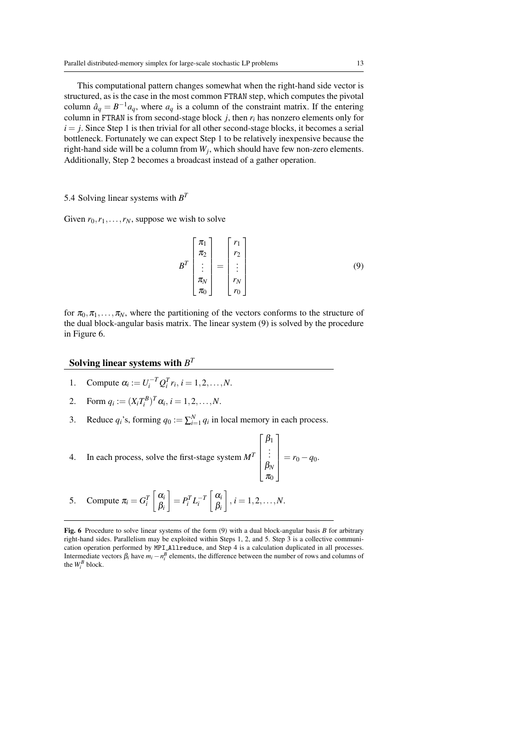This computational pattern changes somewhat when the right-hand side vector is structured, as is the case in the most common `FTRAN` step, which computes the pivotal column $\hat{a}_q = B^{-1}a_q$, where $a_q$ is a column of the constraint matrix. If the entering column in `FTRAN` is from second-stage block $j$, then $r_i$ has nonzero elements only for $i = j$. Since Step 1 is then trivial for all other second-stage blocks, it becomes a serial bottleneck. Fortunately we can expect Step 1 to be relatively inexpensive because the right-hand side will be a column from $W_j$, which should have few non-zero elements. Additionally, Step 2 becomes a broadcast instead of a gather operation.

## 5.4 Solving linear systems with $B^T$

Given $r_0, r_1, \ldots, r_N$, suppose we wish to solve

$$B^T \begin{bmatrix} \pi_1 \\ \pi_2 \\ \vdots \\ \pi_N \\ \pi_0 \end{bmatrix} = \begin{bmatrix} r_1 \\ r_2 \\ \vdots \\ r_N \\ r_0 \end{bmatrix} \tag{9}$$

for $\pi_0, \pi_1, \ldots, \pi_N$, where the partitioning of the vectors conforms to the structure of the dual block-angular basis matrix. The linear system (9) is solved by the procedure in Figure 6.

**Solving linear systems with $B^T$**

1. Compute $\alpha_i := U_i^{-T} Q_i^T r_i$, $i = 1, 2, \ldots, N$.
2. Form $q_i := (X_i T_i^B)^T \alpha_i$, $i = 1, 2, \ldots, N$.
3. Reduce $q_i$'s, forming $q_0 := \sum_{i=1}^N q_i$ in local memory in each process.
4. In each process, solve the first-stage system $M^T \begin{bmatrix} \beta_1 \\ \vdots \\ \beta_N \\ \pi_0 \end{bmatrix} = r_0 - q_0$.
5. Compute $\pi_i = G_i^T \begin{bmatrix} \alpha_i \\ \beta_i \end{bmatrix} = P_i^T L_i^{-T} \begin{bmatrix} \alpha_i \\ \beta_i \end{bmatrix}$, $i = 1, 2, \ldots, N$.

**Fig. 6** Procedure to solve linear systems of the form (9) with a dual block-angular basis $B$ for arbitrary right-hand sides. Parallelism may be exploited within Steps 1, 2, and 5. Step 3 is a collective communication operation performed by `MPI_Allreduce`, and Step 4 is a calculation duplicated in all processes. Intermediate vectors $\beta_i$ have $m_i - n_i^B$ elements, the difference between the number of rows and columns of the $W_i^B$ block.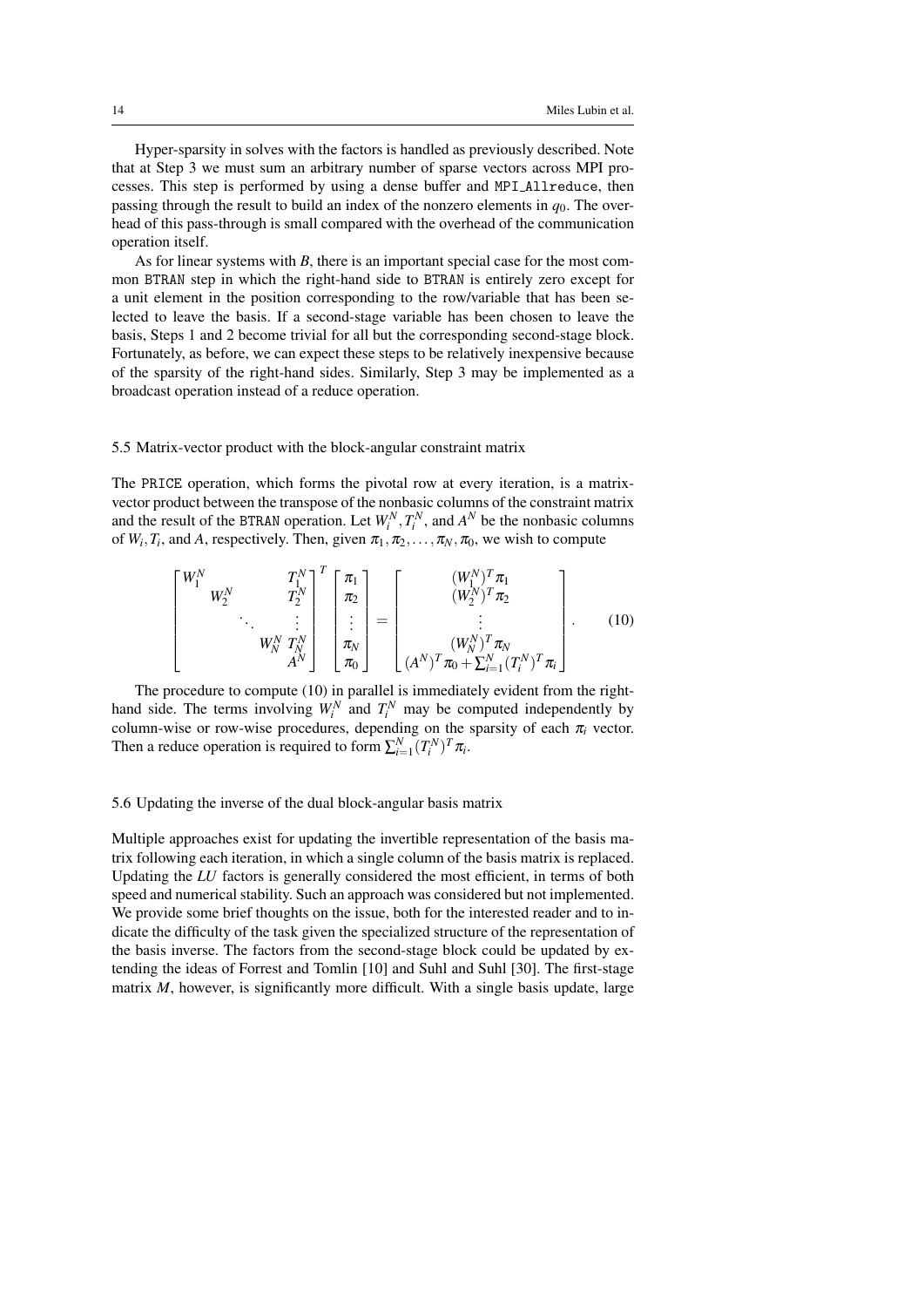Hyper-sparsity in solves with the factors is handled as previously described. Note that at Step 3 we must sum an arbitrary number of sparse vectors across MPI processes. This step is performed by using a dense buffer and `MPI_Allreduce`, then passing through the result to build an index of the nonzero elements in $q_0$. The overhead of this pass-through is small compared with the overhead of the communication operation itself.

As for linear systems with $B$, there is an important special case for the most common BTRAN step in which the right-hand side to BTRAN is entirely zero except for a unit element in the position corresponding to the row/variable that has been selected to leave the basis. If a second-stage variable has been chosen to leave the basis, Steps 1 and 2 become trivial for all but the corresponding second-stage block. Fortunately, as before, we can expect these steps to be relatively inexpensive because of the sparsity of the right-hand sides. Similarly, Step 3 may be implemented as a broadcast operation instead of a reduce operation.

### 5.5 Matrix-vector product with the block-angular constraint matrix

The PRICE operation, which forms the pivotal row at every iteration, is a matrix-vector product between the transpose of the nonbasic columns of the constraint matrix and the result of the BTRAN operation. Let $W_i^N, T_i^N$, and $A^N$ be the nonbasic columns of $W_i, T_i$, and $A$, respectively. Then, given $\pi_1, \pi_2, \ldots, \pi_N, \pi_0$, we wish to compute

$$\begin{bmatrix} W_1^N & & & & T_1^N \\ & W_2^N & & & T_2^N \\ & & \ddots & & \vdots \\ & & & W_N^N & T_N^N \\ & & & & A^N \end{bmatrix}^T \begin{bmatrix} \pi_1 \\ \pi_2 \\ \vdots \\ \pi_N \\ \pi_0 \end{bmatrix} = \begin{bmatrix} (W_1^N)^T \pi_1 \\ (W_2^N)^T \pi_2 \\ \vdots \\ (W_N^N)^T \pi_N \\ (A^N)^T \pi_0 + \sum_{i=1}^N (T_i^N)^T \pi_i \end{bmatrix}. \tag{10}$$

The procedure to compute (10) in parallel is immediately evident from the right-hand side. The terms involving $W_i^N$ and $T_i^N$ may be computed independently by column-wise or row-wise procedures, depending on the sparsity of each $\pi_i$ vector. Then a reduce operation is required to form $\sum_{i=1}^N (T_i^N)^T \pi_i$.

### 5.6 Updating the inverse of the dual block-angular basis matrix

Multiple approaches exist for updating the invertible representation of the basis matrix following each iteration, in which a single column of the basis matrix is replaced. Updating the *LU* factors is generally considered the most efficient, in terms of both speed and numerical stability. Such an approach was considered but not implemented. We provide some brief thoughts on the issue, both for the interested reader and to indicate the difficulty of the task given the specialized structure of the representation of the basis inverse. The factors from the second-stage block could be updated by extending the ideas of Forrest and Tomlin [10] and Suhl and Suhl [30]. The first-stage matrix $M$, however, is significantly more difficult. With a single basis update, large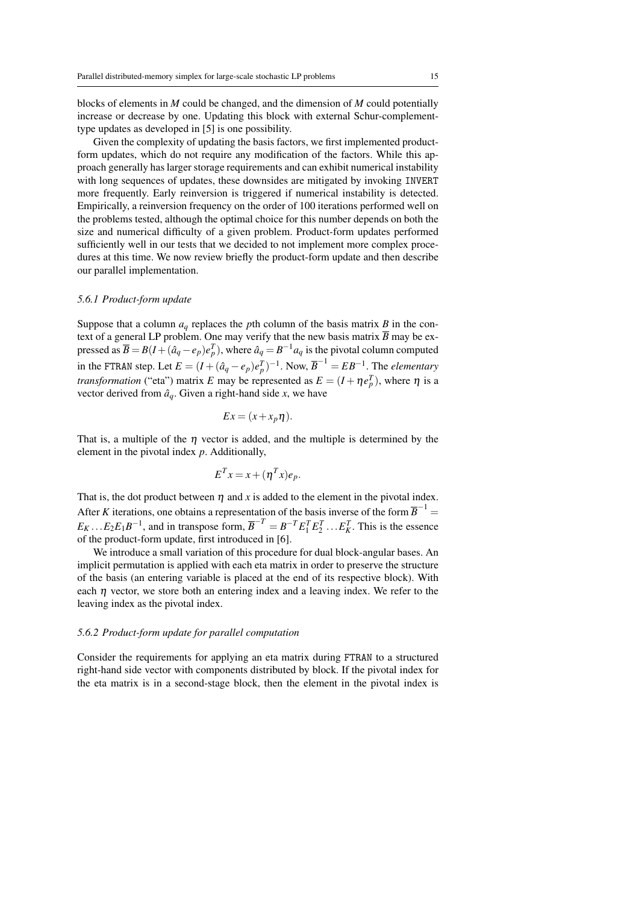blocks of elements in $M$ could be changed, and the dimension of $M$ could potentially increase or decrease by one. Updating this block with external Schur-complement-type updates as developed in [5] is one possibility.

Given the complexity of updating the basis factors, we first implemented product-form updates, which do not require any modification of the factors. While this approach generally has larger storage requirements and can exhibit numerical instability with long sequences of updates, these downsides are mitigated by invoking `INVERT` more frequently. Early reinversion is triggered if numerical instability is detected. Empirically, a reinversion frequency on the order of 100 iterations performed well on the problems tested, although the optimal choice for this number depends on both the size and numerical difficulty of a given problem. Product-form updates performed sufficiently well in our tests that we decided to not implement more complex procedures at this time. We now review briefly the product-form update and then describe our parallel implementation.

### 5.6.1 Product-form update

Suppose that a column $a_q$ replaces the $p$th column of the basis matrix $B$ in the context of a general LP problem. One may verify that the new basis matrix $\overline{B}$ may be expressed as $\overline{B} = B(I + (\hat{a}_q - e_p)e_p^T)$, where $\hat{a}_q = B^{-1}a_q$ is the pivotal column computed in the `FTRAN` step. Let $E = (I + (\hat{a}_q - e_p)e_p^T)^{-1}$. Now, $\overline{B}^{-1} = EB^{-1}$. The *elementary transformation* ("eta") matrix $E$ may be represented as $E = (I + \eta e_p^T)$, where $\eta$ is a vector derived from $\hat{a}_q$. Given a right-hand side $x$, we have

$$Ex = (x + x_p \eta).$$

That is, a multiple of the $\eta$ vector is added, and the multiple is determined by the element in the pivotal index $p$. Additionally,

$$E^T x = x + (\eta^T x)e_p.$$

That is, the dot product between $\eta$ and $x$ is added to the element in the pivotal index. After $K$ iterations, one obtains a representation of the basis inverse of the form $\overline{B}^{-1} = E_K \ldots E_2 E_1 B^{-1}$, and in transpose form, $\overline{B}^{-T} = B^{-T} E_1^T E_2^T \ldots E_K^T$. This is the essence of the product-form update, first introduced in [6].

We introduce a small variation of this procedure for dual block-angular bases. An implicit permutation is applied with each eta matrix in order to preserve the structure of the basis (an entering variable is placed at the end of its respective block). With each $\eta$ vector, we store both an entering index and a leaving index. We refer to the leaving index as the pivotal index.

### 5.6.2 Product-form update for parallel computation

Consider the requirements for applying an eta matrix during `FTRAN` to a structured right-hand side vector with components distributed by block. If the pivotal index for the eta matrix is in a second-stage block, then the element in the pivotal index is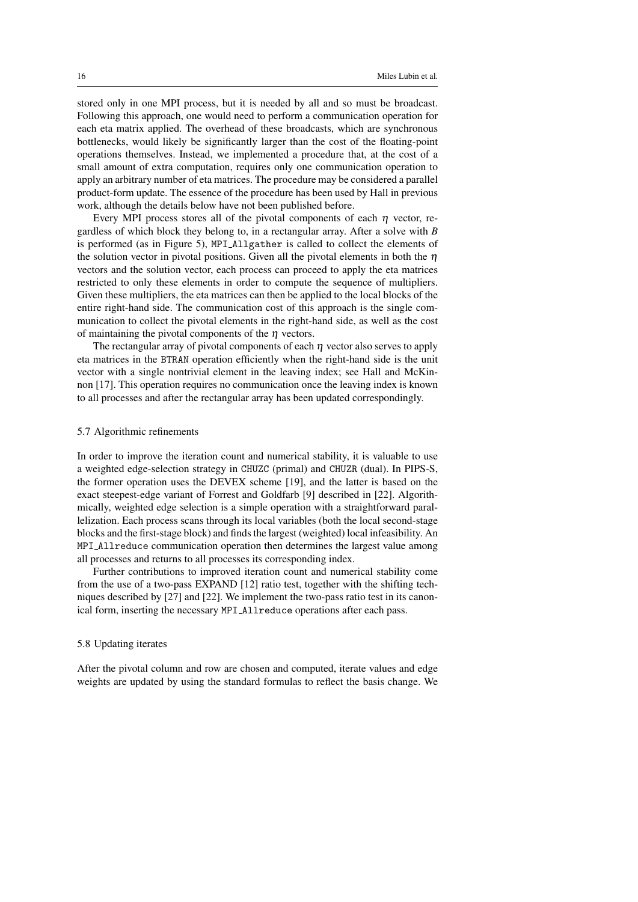stored only in one MPI process, but it is needed by all and so must be broadcast. Following this approach, one would need to perform a communication operation for each eta matrix applied. The overhead of these broadcasts, which are synchronous bottlenecks, would likely be significantly larger than the cost of the floating-point operations themselves. Instead, we implemented a procedure that, at the cost of a small amount of extra computation, requires only one communication operation to apply an arbitrary number of eta matrices. The procedure may be considered a parallel product-form update. The essence of the procedure has been used by Hall in previous work, although the details below have not been published before.

Every MPI process stores all of the pivotal components of each $\eta$ vector, regardless of which block they belong to, in a rectangular array. After a solve with $B$ is performed (as in Figure 5), `MPI_Allgather` is called to collect the elements of the solution vector in pivotal positions. Given all the pivotal elements in both the $\eta$ vectors and the solution vector, each process can proceed to apply the eta matrices restricted to only these elements in order to compute the sequence of multipliers. Given these multipliers, the eta matrices can then be applied to the local blocks of the entire right-hand side. The communication cost of this approach is the single communication to collect the pivotal elements in the right-hand side, as well as the cost of maintaining the pivotal components of the $\eta$ vectors.

The rectangular array of pivotal components of each $\eta$ vector also serves to apply eta matrices in the `BTRAN` operation efficiently when the right-hand side is the unit vector with a single nontrivial element in the leaving index; see Hall and McKinnon [17]. This operation requires no communication once the leaving index is known to all processes and after the rectangular array has been updated correspondingly.

### 5.7 Algorithmic refinements

In order to improve the iteration count and numerical stability, it is valuable to use a weighted edge-selection strategy in `CHUZC` (primal) and `CHUZR` (dual). In PIPS-S, the former operation uses the DEVEX scheme [19], and the latter is based on the exact steepest-edge variant of Forrest and Goldfarb [9] described in [22]. Algorithmically, weighted edge selection is a simple operation with a straightforward parallelization. Each process scans through its local variables (both the local second-stage blocks and the first-stage block) and finds the largest (weighted) local infeasibility. An `MPI_Allreduce` communication operation then determines the largest value among all processes and returns to all processes its corresponding index.

Further contributions to improved iteration count and numerical stability come from the use of a two-pass EXPAND [12] ratio test, together with the shifting techniques described by [27] and [22]. We implement the two-pass ratio test in its canonical form, inserting the necessary `MPI_Allreduce` operations after each pass.

### 5.8 Updating iterates

After the pivotal column and row are chosen and computed, iterate values and edge weights are updated by using the standard formulas to reflect the basis change. We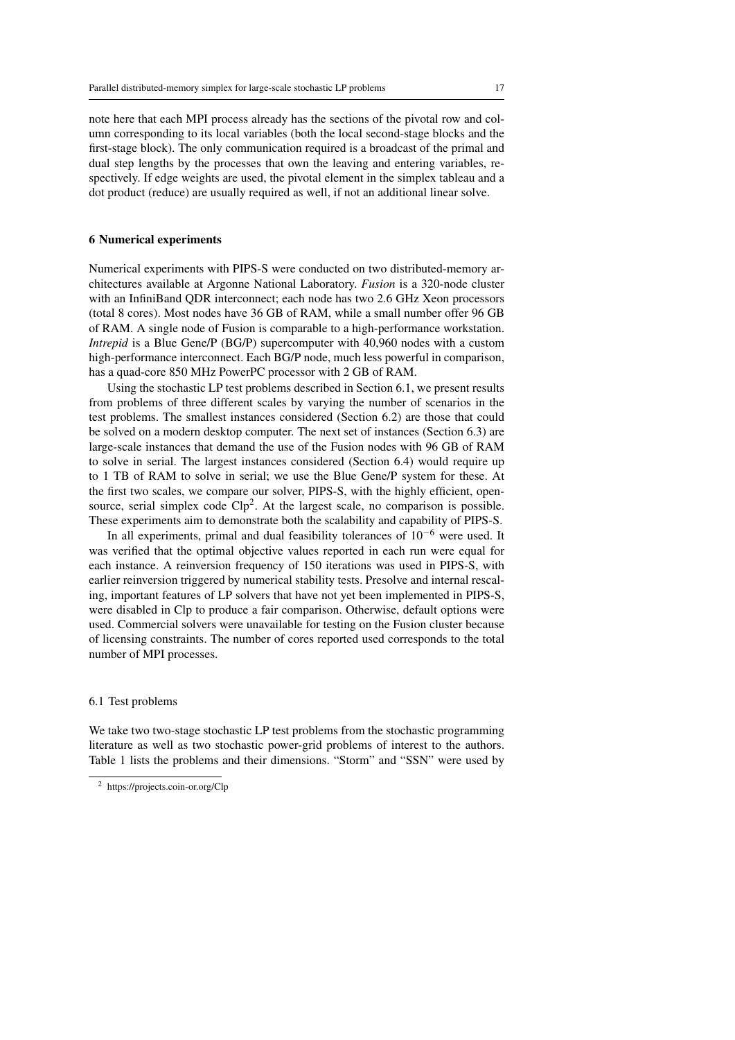note here that each MPI process already has the sections of the pivotal row and column corresponding to its local variables (both the local second-stage blocks and the first-stage block). The only communication required is a broadcast of the primal and dual step lengths by the processes that own the leaving and entering variables, respectively. If edge weights are used, the pivotal element in the simplex tableau and a dot product (reduce) are usually required as well, if not an additional linear solve.

## 6 Numerical experiments

Numerical experiments with PIPS-S were conducted on two distributed-memory architectures available at Argonne National Laboratory. *Fusion* is a 320-node cluster with an InfiniBand QDR interconnect; each node has two 2.6 GHz Xeon processors (total 8 cores). Most nodes have 36 GB of RAM, while a small number offer 96 GB of RAM. A single node of Fusion is comparable to a high-performance workstation. *Intrepid* is a Blue Gene/P (BG/P) supercomputer with 40,960 nodes with a custom high-performance interconnect. Each BG/P node, much less powerful in comparison, has a quad-core 850 MHz PowerPC processor with 2 GB of RAM.

Using the stochastic LP test problems described in Section 6.1, we present results from problems of three different scales by varying the number of scenarios in the test problems. The smallest instances considered (Section 6.2) are those that could be solved on a modern desktop computer. The next set of instances (Section 6.3) are large-scale instances that demand the use of the Fusion nodes with 96 GB of RAM to solve in serial. The largest instances considered (Section 6.4) would require up to 1 TB of RAM to solve in serial; we use the Blue Gene/P system for these. At the first two scales, we compare our solver, PIPS-S, with the highly efficient, open-source, serial simplex code Clp[2]. At the largest scale, no comparison is possible. These experiments aim to demonstrate both the scalability and capability of PIPS-S.

In all experiments, primal and dual feasibility tolerances of $10^{-6}$ were used. It was verified that the optimal objective values reported in each run were equal for each instance. A reinversion frequency of 150 iterations was used in PIPS-S, with earlier reinversion triggered by numerical stability tests. Presolve and internal rescaling, important features of LP solvers that have not yet been implemented in PIPS-S, were disabled in Clp to produce a fair comparison. Otherwise, default options were used. Commercial solvers were unavailable for testing on the Fusion cluster because of licensing constraints. The number of cores reported used corresponds to the total number of MPI processes.

### 6.1 Test problems

We take two two-stage stochastic LP test problems from the stochastic programming literature as well as two stochastic power-grid problems of interest to the authors. Table 1 lists the problems and their dimensions. "Storm" and "SSN" were used by

[2] https://projects.coin-or.org/Clp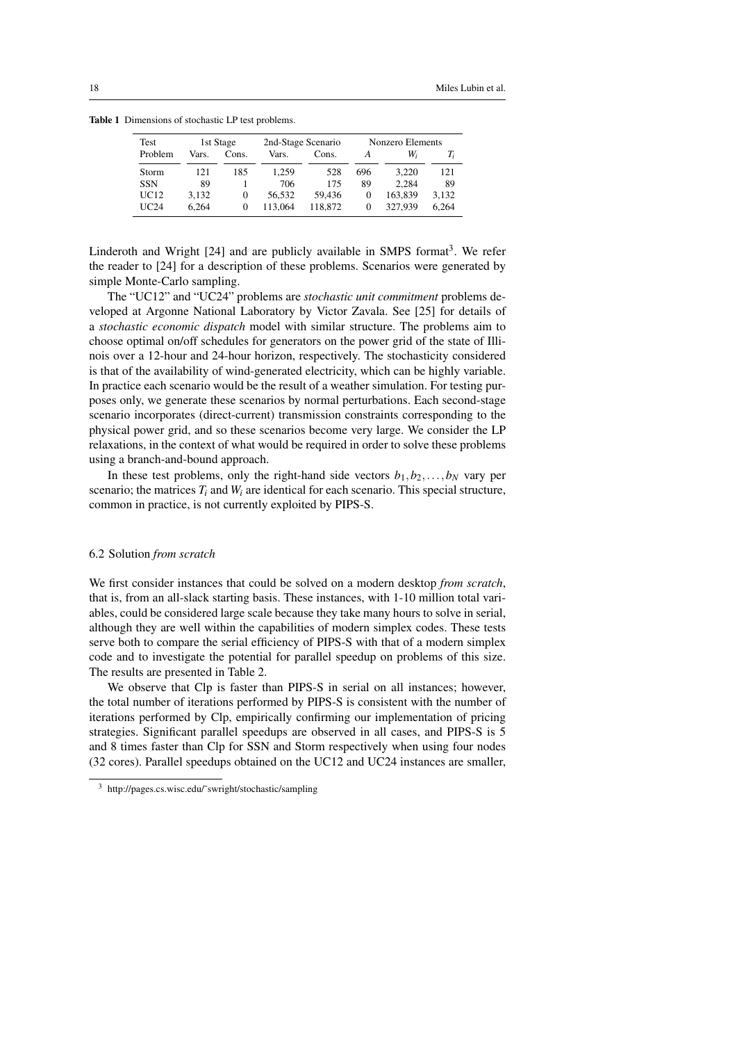**Table 1** Dimensions of stochastic LP test problems.

| Test Problem | 1st Stage | | 2nd-Stage Scenario | | Nonzero Elements | | |
|---|---|---|---|---|---|---|---|
| | Vars. | Cons. | Vars. | Cons. | $A$ | $W_i$ | $T_i$ |
| Storm | 121 | 185 | 1,259 | 528 | 696 | 3,220 | 121 |
| SSN | 89 | 1 | 706 | 175 | 89 | 2,284 | 89 |
| UC12 | 3,132 | 0 | 56,532 | 59,436 | 0 | 163,839 | 3,132 |
| UC24 | 6,264 | 0 | 113,064 | 118,872 | 0 | 327,939 | 6,264 |

Linderoth and Wright [24] and are publicly available in SMPS format[3]. We refer the reader to [24] for a description of these problems. Scenarios were generated by simple Monte-Carlo sampling.

The "UC12" and "UC24" problems are *stochastic unit commitment* problems developed at Argonne National Laboratory by Victor Zavala. See [25] for details of a *stochastic economic dispatch* model with similar structure. The problems aim to choose optimal on/off schedules for generators on the power grid of the state of Illinois over a 12-hour and 24-hour horizon, respectively. The stochasticity considered is that of the availability of wind-generated electricity, which can be highly variable. In practice each scenario would be the result of a weather simulation. For testing purposes only, we generate these scenarios by normal perturbations. Each second-stage scenario incorporates (direct-current) transmission constraints corresponding to the physical power grid, and so these scenarios become very large. We consider the LP relaxations, in the context of what would be required in order to solve these problems using a branch-and-bound approach.

In these test problems, only the right-hand side vectors $b_1, b_2, \ldots, b_N$ vary per scenario; the matrices $T_i$ and $W_i$ are identical for each scenario. This special structure, common in practice, is not currently exploited by PIPS-S.

### 6.2 Solution *from scratch*

We first consider instances that could be solved on a modern desktop *from scratch*, that is, from an all-slack starting basis. These instances, with 1-10 million total variables, could be considered large scale because they take many hours to solve in serial, although they are well within the capabilities of modern simplex codes. These tests serve both to compare the serial efficiency of PIPS-S with that of a modern simplex code and to investigate the potential for parallel speedup on problems of this size. The results are presented in Table 2.

We observe that Clp is faster than PIPS-S in serial on all instances; however, the total number of iterations performed by PIPS-S is consistent with the number of iterations performed by Clp, empirically confirming our implementation of pricing strategies. Significant parallel speedups are observed in all cases, and PIPS-S is 5 and 8 times faster than Clp for SSN and Storm respectively when using four nodes (32 cores). Parallel speedups obtained on the UC12 and UC24 instances are smaller,

[3] http://pages.cs.wisc.edu/~swright/stochastic/sampling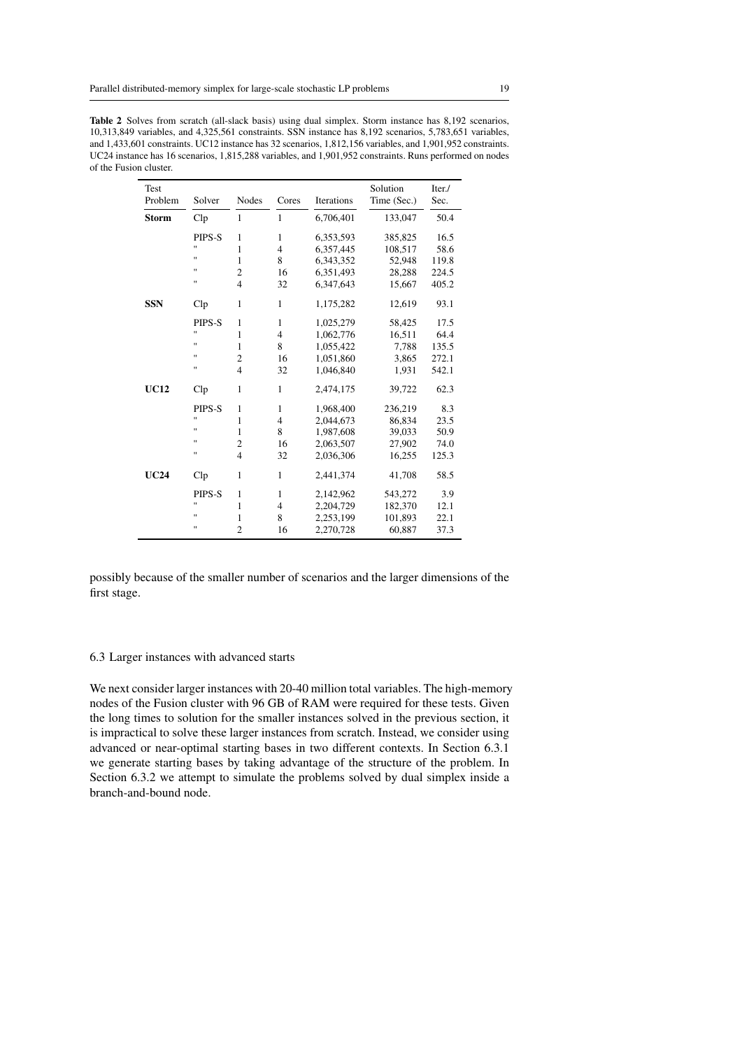**Table 2** Solves from scratch (all-slack basis) using dual simplex. Storm instance has 8,192 scenarios, 10,313,849 variables, and 4,325,561 constraints. SSN instance has 8,192 scenarios, 5,783,651 variables, and 1,433,601 constraints. UC12 instance has 32 scenarios, 1,812,156 variables, and 1,901,952 constraints. UC24 instance has 16 scenarios, 1,815,288 variables, and 1,901,952 constraints. Runs performed on nodes of the Fusion cluster.

| Test Problem | Solver | Nodes | Cores | Iterations | Solution Time (Sec.) | Iter./ Sec. |
|---|---|---|---|---|---|---|
| **Storm** | Clp | 1 | 1 | 6,706,401 | 133,047 | 50.4 |
| | PIPS-S | 1 | 1 | 6,353,593 | 385,825 | 16.5 |
| | " | 1 | 4 | 6,357,445 | 108,517 | 58.6 |
| | " | 1 | 8 | 6,343,352 | 52,948 | 119.8 |
| | " | 2 | 16 | 6,351,493 | 28,288 | 224.5 |
| | " | 4 | 32 | 6,347,643 | 15,667 | 405.2 |
| **SSN** | Clp | 1 | 1 | 1,175,282 | 12,619 | 93.1 |
| | PIPS-S | 1 | 1 | 1,025,279 | 58,425 | 17.5 |
| | " | 1 | 4 | 1,062,776 | 16,511 | 64.4 |
| | " | 1 | 8 | 1,055,422 | 7,788 | 135.5 |
| | " | 2 | 16 | 1,051,860 | 3,865 | 272.1 |
| | " | 4 | 32 | 1,046,840 | 1,931 | 542.1 |
| **UC12** | Clp | 1 | 1 | 2,474,175 | 39,722 | 62.3 |
| | PIPS-S | 1 | 1 | 1,968,400 | 236,219 | 8.3 |
| | " | 1 | 4 | 2,044,673 | 86,834 | 23.5 |
| | " | 1 | 8 | 1,987,608 | 39,033 | 50.9 |
| | " | 2 | 16 | 2,063,507 | 27,902 | 74.0 |
| | " | 4 | 32 | 2,036,306 | 16,255 | 125.3 |
| **UC24** | Clp | 1 | 1 | 2,441,374 | 41,708 | 58.5 |
| | PIPS-S | 1 | 1 | 2,142,962 | 543,272 | 3.9 |
| | " | 1 | 4 | 2,204,729 | 182,370 | 12.1 |
| | " | 1 | 8 | 2,253,199 | 101,893 | 22.1 |
| | " | 2 | 16 | 2,270,728 | 60,887 | 37.3 |

possibly because of the smaller number of scenarios and the larger dimensions of the first stage.

### 6.3 Larger instances with advanced starts

We next consider larger instances with 20-40 million total variables. The high-memory nodes of the Fusion cluster with 96 GB of RAM were required for these tests. Given the long times to solution for the smaller instances solved in the previous section, it is impractical to solve these larger instances from scratch. Instead, we consider using advanced or near-optimal starting bases in two different contexts. In Section 6.3.1 we generate starting bases by taking advantage of the structure of the problem. In Section 6.3.2 we attempt to simulate the problems solved by dual simplex inside a branch-and-bound node.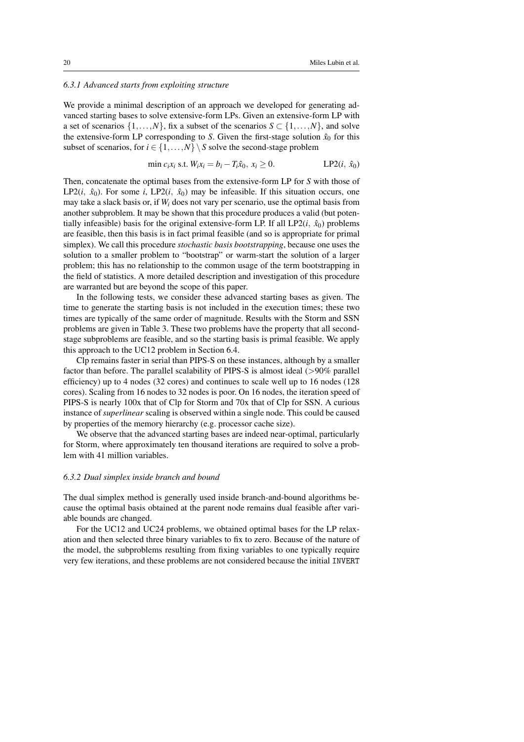#### 6.3.1 Advanced starts from exploiting structure

We provide a minimal description of an approach we developed for generating advanced starting bases to solve extensive-form LPs. Given an extensive-form LP with a set of scenarios $\{1,\ldots,N\}$, fix a subset of the scenarios $S \subset \{1,\ldots,N\}$, and solve the extensive-form LP corresponding to $S$. Given the first-stage solution $\hat{x}_0$ for this subset of scenarios, for $i \in \{1,\ldots,N\} \setminus S$ solve the second-stage problem

$$\min c_i x_i \text{ s.t. } W_i x_i = b_i - T_i \hat{x}_0,\ x_i \geq 0. \qquad \text{LP2}(i,\ \hat{x}_0)$$

Then, concatenate the optimal bases from the extensive-form LP for $S$ with those of LP2$(i,\ \hat{x}_0)$. For some $i$, LP2$(i,\ \hat{x}_0)$ may be infeasible. If this situation occurs, one may take a slack basis or, if $W_i$ does not vary per scenario, use the optimal basis from another subproblem. It may be shown that this procedure produces a valid (but potentially infeasible) basis for the original extensive-form LP. If all LP2$(i,\ \hat{x}_0)$ problems are feasible, then this basis is in fact primal feasible (and so is appropriate for primal simplex). We call this procedure *stochastic basis bootstrapping*, because one uses the solution to a smaller problem to "bootstrap" or warm-start the solution of a larger problem; this has no relationship to the common usage of the term bootstrapping in the field of statistics. A more detailed description and investigation of this procedure are warranted but are beyond the scope of this paper.

In the following tests, we consider these advanced starting bases as given. The time to generate the starting basis is not included in the execution times; these two times are typically of the same order of magnitude. Results with the Storm and SSN problems are given in Table 3. These two problems have the property that all second-stage subproblems are feasible, and so the starting basis is primal feasible. We apply this approach to the UC12 problem in Section 6.4.

Clp remains faster in serial than PIPS-S on these instances, although by a smaller factor than before. The parallel scalability of PIPS-S is almost ideal (>90% parallel efficiency) up to 4 nodes (32 cores) and continues to scale well up to 16 nodes (128 cores). Scaling from 16 nodes to 32 nodes is poor. On 16 nodes, the iteration speed of PIPS-S is nearly 100x that of Clp for Storm and 70x that of Clp for SSN. A curious instance of *superlinear* scaling is observed within a single node. This could be caused by properties of the memory hierarchy (e.g. processor cache size).

We observe that the advanced starting bases are indeed near-optimal, particularly for Storm, where approximately ten thousand iterations are required to solve a problem with 41 million variables.

#### 6.3.2 Dual simplex inside branch and bound

The dual simplex method is generally used inside branch-and-bound algorithms because the optimal basis obtained at the parent node remains dual feasible after variable bounds are changed.

For the UC12 and UC24 problems, we obtained optimal bases for the LP relaxation and then selected three binary variables to fix to zero. Because of the nature of the model, the subproblems resulting from fixing variables to one typically require very few iterations, and these problems are not considered because the initial `INVERT`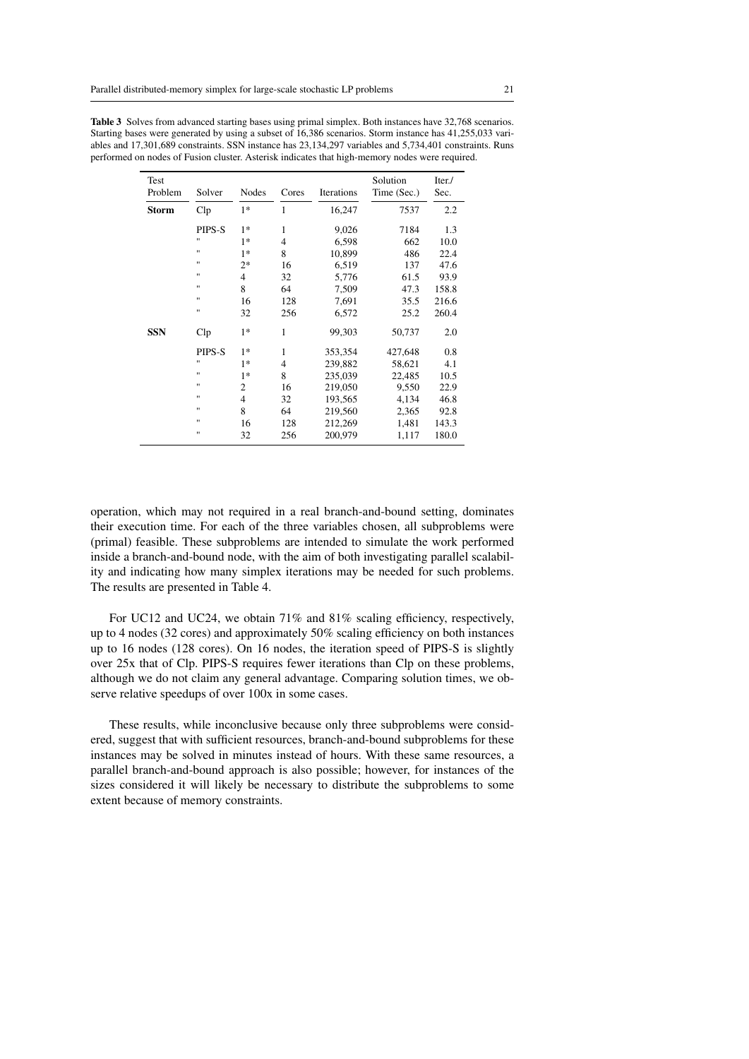**Table 3** Solves from advanced starting bases using primal simplex. Both instances have 32,768 scenarios. Starting bases were generated by using a subset of 16,386 scenarios. Storm instance has 41,255,033 variables and 17,301,689 constraints. SSN instance has 23,134,297 variables and 5,734,401 constraints. Runs performed on nodes of Fusion cluster. Asterisk indicates that high-memory nodes were required.

| Test Problem | Solver | Nodes | Cores | Iterations | Solution Time (Sec.) | Iter./ Sec. |
|---|---|---|---|---|---|---|
| **Storm** | Clp | 1* | 1 | 16,247 | 7537 | 2.2 |
| | PIPS-S | 1* | 1 | 9,026 | 7184 | 1.3 |
| | " | 1* | 4 | 6,598 | 662 | 10.0 |
| | " | 1* | 8 | 10,899 | 486 | 22.4 |
| | " | 2* | 16 | 6,519 | 137 | 47.6 |
| | " | 4 | 32 | 5,776 | 61.5 | 93.9 |
| | " | 8 | 64 | 7,509 | 47.3 | 158.8 |
| | " | 16 | 128 | 7,691 | 35.5 | 216.6 |
| | " | 32 | 256 | 6,572 | 25.2 | 260.4 |
| **SSN** | Clp | 1* | 1 | 99,303 | 50,737 | 2.0 |
| | PIPS-S | 1* | 1 | 353,354 | 427,648 | 0.8 |
| | " | 1* | 4 | 239,882 | 58,621 | 4.1 |
| | " | 1* | 8 | 235,039 | 22,485 | 10.5 |
| | " | 2 | 16 | 219,050 | 9,550 | 22.9 |
| | " | 4 | 32 | 193,565 | 4,134 | 46.8 |
| | " | 8 | 64 | 219,560 | 2,365 | 92.8 |
| | " | 16 | 128 | 212,269 | 1,481 | 143.3 |
| | " | 32 | 256 | 200,979 | 1,117 | 180.0 |

operation, which may not required in a real branch-and-bound setting, dominates their execution time. For each of the three variables chosen, all subproblems were (primal) feasible. These subproblems are intended to simulate the work performed inside a branch-and-bound node, with the aim of both investigating parallel scalability and indicating how many simplex iterations may be needed for such problems. The results are presented in Table 4.

For UC12 and UC24, we obtain 71% and 81% scaling efficiency, respectively, up to 4 nodes (32 cores) and approximately 50% scaling efficiency on both instances up to 16 nodes (128 cores). On 16 nodes, the iteration speed of PIPS-S is slightly over 25x that of Clp. PIPS-S requires fewer iterations than Clp on these problems, although we do not claim any general advantage. Comparing solution times, we observe relative speedups of over 100x in some cases.

These results, while inconclusive because only three subproblems were considered, suggest that with sufficient resources, branch-and-bound subproblems for these instances may be solved in minutes instead of hours. With these same resources, a parallel branch-and-bound approach is also possible; however, for instances of the sizes considered it will likely be necessary to distribute the subproblems to some extent because of memory constraints.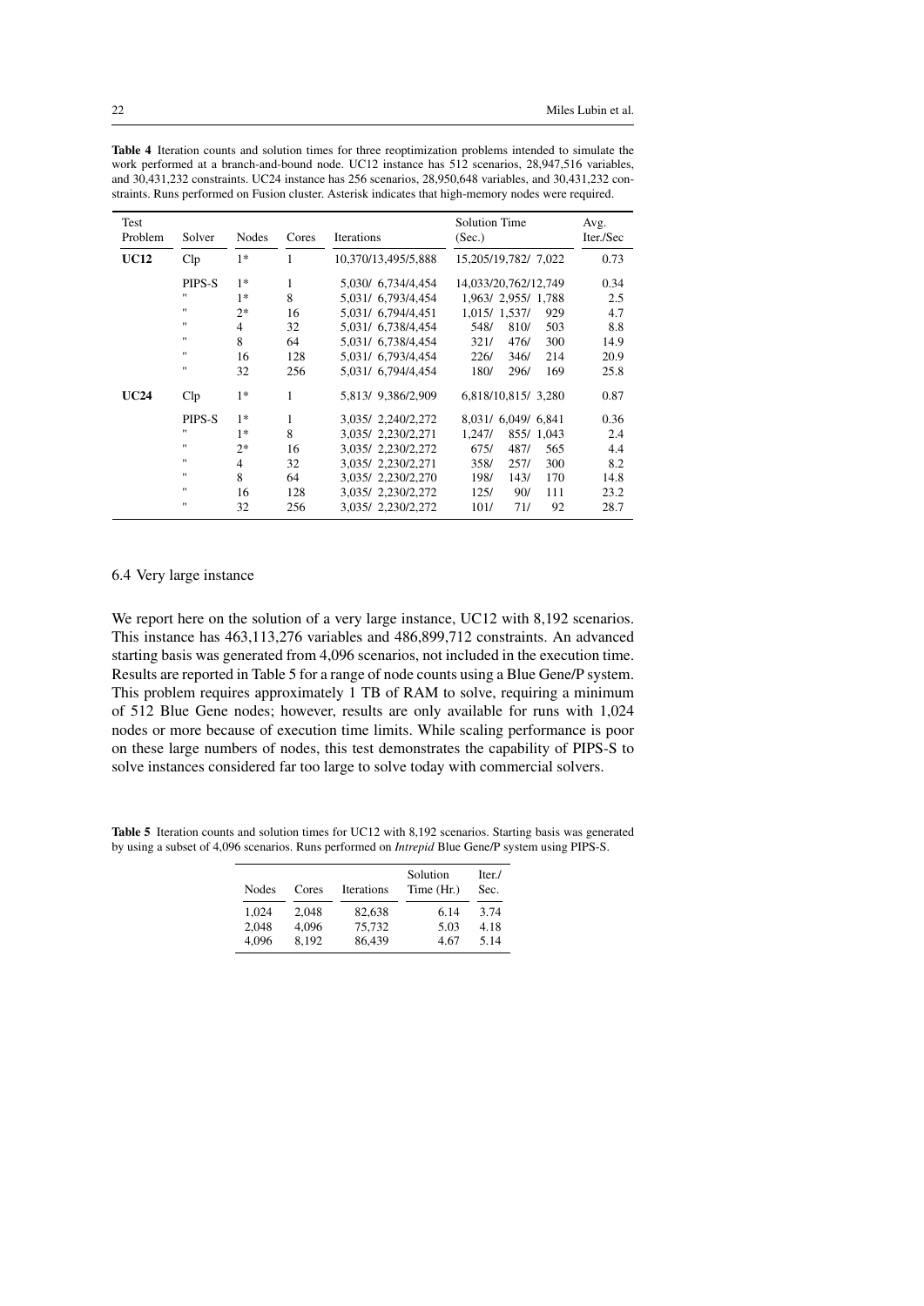**Table 4** Iteration counts and solution times for three reoptimization problems intended to simulate the work performed at a branch-and-bound node. UC12 instance has 512 scenarios, 28,947,516 variables, and 30,431,232 constraints. UC24 instance has 256 scenarios, 28,950,648 variables, and 30,431,232 constraints. Runs performed on Fusion cluster. Asterisk indicates that high-memory nodes were required.

| Test Problem | Solver | Nodes | Cores | Iterations | Solution Time (Sec.) | Avg. Iter./Sec |
|---|---|---|---|---|---|---|
| **UC12** | Clp | 1* | 1 | 10,370/13,495/5,888 | 15,205/19,782/ 7,022 | 0.73 |
| | PIPS-S | 1* | 1 | 5,030/ 6,734/4,454 | 14,033/20,762/12,749 | 0.34 |
| | " | 1* | 8 | 5,031/ 6,793/4,454 | 1,963/ 2,955/ 1,788 | 2.5 |
| | " | 2* | 16 | 5,031/ 6,794/4,451 | 1,015/ 1,537/ 929 | 4.7 |
| | " | 4 | 32 | 5,031/ 6,738/4,454 | 548/ 810/ 503 | 8.8 |
| | " | 8 | 64 | 5,031/ 6,738/4,454 | 321/ 476/ 300 | 14.9 |
| | " | 16 | 128 | 5,031/ 6,793/4,454 | 226/ 346/ 214 | 20.9 |
| | " | 32 | 256 | 5,031/ 6,794/4,454 | 180/ 296/ 169 | 25.8 |
| **UC24** | Clp | 1* | 1 | 5,813/ 9,386/2,909 | 6,818/10,815/ 3,280 | 0.87 |
| | PIPS-S | 1* | 1 | 3,035/ 2,240/2,272 | 8,031/ 6,049/ 6,841 | 0.36 |
| | " | 1* | 8 | 3,035/ 2,230/2,271 | 1,247/ 855/ 1,043 | 2.4 |
| | " | 2* | 16 | 3,035/ 2,230/2,272 | 675/ 487/ 565 | 4.4 |
| | " | 4 | 32 | 3,035/ 2,230/2,271 | 358/ 257/ 300 | 8.2 |
| | " | 8 | 64 | 3,035/ 2,230/2,270 | 198/ 143/ 170 | 14.8 |
| | " | 16 | 128 | 3,035/ 2,230/2,272 | 125/ 90/ 111 | 23.2 |
| | " | 32 | 256 | 3,035/ 2,230/2,272 | 101/ 71/ 92 | 28.7 |

### 6.4 Very large instance

We report here on the solution of a very large instance, UC12 with 8,192 scenarios. This instance has 463,113,276 variables and 486,899,712 constraints. An advanced starting basis was generated from 4,096 scenarios, not included in the execution time. Results are reported in Table 5 for a range of node counts using a Blue Gene/P system. This problem requires approximately 1 TB of RAM to solve, requiring a minimum of 512 Blue Gene nodes; however, results are only available for runs with 1,024 nodes or more because of execution time limits. While scaling performance is poor on these large numbers of nodes, this test demonstrates the capability of PIPS-S to solve instances considered far too large to solve today with commercial solvers.

**Table 5** Iteration counts and solution times for UC12 with 8,192 scenarios. Starting basis was generated by using a subset of 4,096 scenarios. Runs performed on *Intrepid* Blue Gene/P system using PIPS-S.

| Nodes | Cores | Iterations | Solution Time (Hr.) | Iter./ Sec. |
|---|---|---|---|---|
| 1,024 | 2,048 | 82,638 | 6.14 | 3.74 |
| 2,048 | 4,096 | 75,732 | 5.03 | 4.18 |
| 4,096 | 8,192 | 86,439 | 4.67 | 5.14 |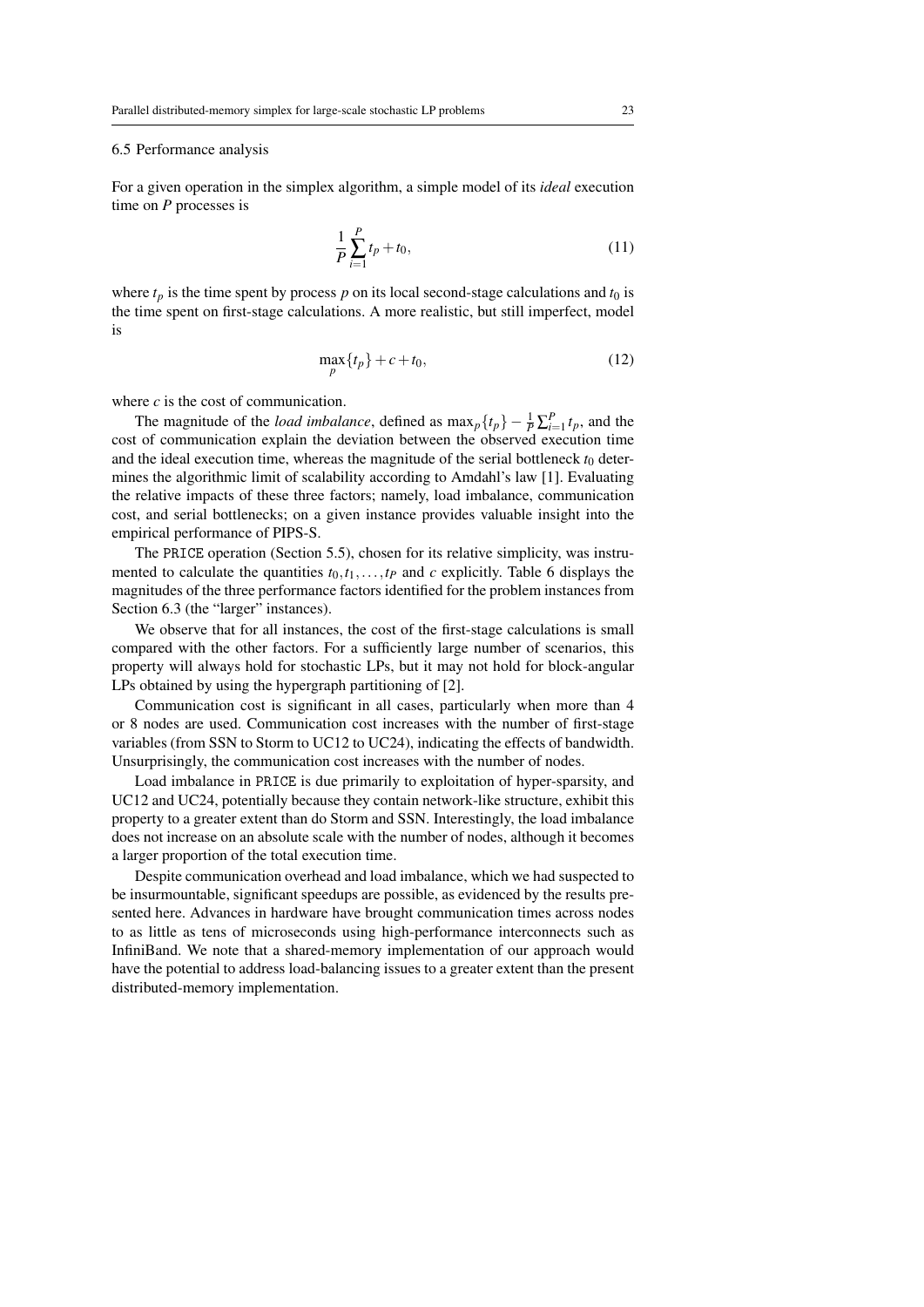### 6.5 Performance analysis

For a given operation in the simplex algorithm, a simple model of its *ideal* execution time on $P$ processes is

$$\frac{1}{P}\sum_{i=1}^{P} t_p + t_0, \tag{11}$$

where $t_p$ is the time spent by process $p$ on its local second-stage calculations and $t_0$ is the time spent on first-stage calculations. A more realistic, but still imperfect, model is

$$\max_p \{t_p\} + c + t_0, \tag{12}$$

where $c$ is the cost of communication.

The magnitude of the *load imbalance*, defined as $\max_p\{t_p\} - \frac{1}{P}\sum_{i=1}^{P} t_p$, and the cost of communication explain the deviation between the observed execution time and the ideal execution time, whereas the magnitude of the serial bottleneck $t_0$ determines the algorithmic limit of scalability according to Amdahl's law [1]. Evaluating the relative impacts of these three factors; namely, load imbalance, communication cost, and serial bottlenecks; on a given instance provides valuable insight into the empirical performance of PIPS-S.

The PRICE operation (Section 5.5), chosen for its relative simplicity, was instrumented to calculate the quantities $t_0, t_1, \ldots, t_P$ and $c$ explicitly. Table 6 displays the magnitudes of the three performance factors identified for the problem instances from Section 6.3 (the "larger" instances).

We observe that for all instances, the cost of the first-stage calculations is small compared with the other factors. For a sufficiently large number of scenarios, this property will always hold for stochastic LPs, but it may not hold for block-angular LPs obtained by using the hypergraph partitioning of [2].

Communication cost is significant in all cases, particularly when more than 4 or 8 nodes are used. Communication cost increases with the number of first-stage variables (from SSN to Storm to UC12 to UC24), indicating the effects of bandwidth. Unsurprisingly, the communication cost increases with the number of nodes.

Load imbalance in PRICE is due primarily to exploitation of hyper-sparsity, and UC12 and UC24, potentially because they contain network-like structure, exhibit this property to a greater extent than do Storm and SSN. Interestingly, the load imbalance does not increase on an absolute scale with the number of nodes, although it becomes a larger proportion of the total execution time.

Despite communication overhead and load imbalance, which we had suspected to be insurmountable, significant speedups are possible, as evidenced by the results presented here. Advances in hardware have brought communication times across nodes to as little as tens of microseconds using high-performance interconnects such as InfiniBand. We note that a shared-memory implementation of our approach would have the potential to address load-balancing issues to a greater extent than the present distributed-memory implementation.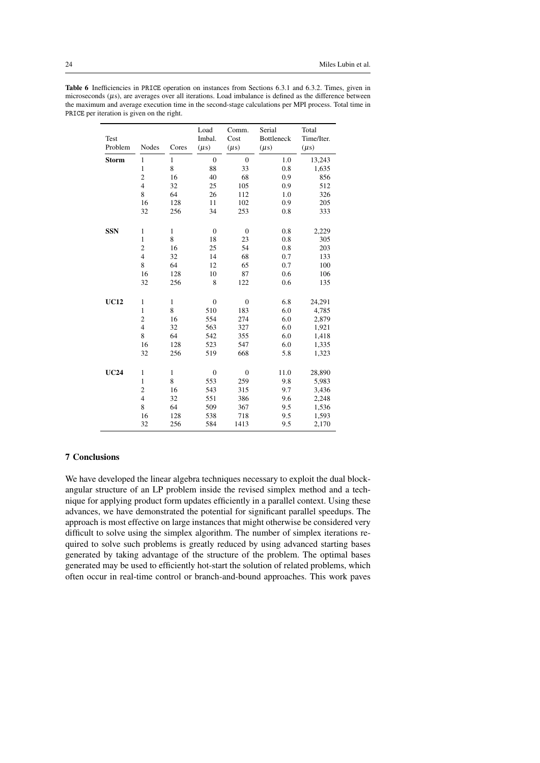**Table 6** Inefficiencies in PRICE operation on instances from Sections 6.3.1 and 6.3.2. Times, given in microseconds ($\mu$s), are averages over all iterations. Load imbalance is defined as the difference between the maximum and average execution time in the second-stage calculations per MPI process. Total time in PRICE per iteration is given on the right.

| Test Problem | Nodes | Cores | Load Imbal. ($\mu$s) | Comm. Cost ($\mu$s) | Serial Bottleneck ($\mu$s) | Total Time/Iter. ($\mu$s) |
|---|---|---|---|---|---|---|
| **Storm** | 1 | 1 | 0 | 0 | 1.0 | 13,243 |
| | 1 | 8 | 88 | 33 | 0.8 | 1,635 |
| | 2 | 16 | 40 | 68 | 0.9 | 856 |
| | 4 | 32 | 25 | 105 | 0.9 | 512 |
| | 8 | 64 | 26 | 112 | 1.0 | 326 |
| | 16 | 128 | 11 | 102 | 0.9 | 205 |
| | 32 | 256 | 34 | 253 | 0.8 | 333 |
| **SSN** | 1 | 1 | 0 | 0 | 0.8 | 2,229 |
| | 1 | 8 | 18 | 23 | 0.8 | 305 |
| | 2 | 16 | 25 | 54 | 0.8 | 203 |
| | 4 | 32 | 14 | 68 | 0.7 | 133 |
| | 8 | 64 | 12 | 65 | 0.7 | 100 |
| | 16 | 128 | 10 | 87 | 0.6 | 106 |
| | 32 | 256 | 8 | 122 | 0.6 | 135 |
| **UC12** | 1 | 1 | 0 | 0 | 6.8 | 24,291 |
| | 1 | 8 | 510 | 183 | 6.0 | 4,785 |
| | 2 | 16 | 554 | 274 | 6.0 | 2,879 |
| | 4 | 32 | 563 | 327 | 6.0 | 1,921 |
| | 8 | 64 | 542 | 355 | 6.0 | 1,418 |
| | 16 | 128 | 523 | 547 | 6.0 | 1,335 |
| | 32 | 256 | 519 | 668 | 5.8 | 1,323 |
| **UC24** | 1 | 1 | 0 | 0 | 11.0 | 28,890 |
| | 1 | 8 | 553 | 259 | 9.8 | 5,983 |
| | 2 | 16 | 543 | 315 | 9.7 | 3,436 |
| | 4 | 32 | 551 | 386 | 9.6 | 2,248 |
| | 8 | 64 | 509 | 367 | 9.5 | 1,536 |
| | 16 | 128 | 538 | 718 | 9.5 | 1,593 |
| | 32 | 256 | 584 | 1413 | 9.5 | 2,170 |

## 7 Conclusions

We have developed the linear algebra techniques necessary to exploit the dual block-angular structure of an LP problem inside the revised simplex method and a technique for applying product form updates efficiently in a parallel context. Using these advances, we have demonstrated the potential for significant parallel speedups. The approach is most effective on large instances that might otherwise be considered very difficult to solve using the simplex algorithm. The number of simplex iterations required to solve such problems is greatly reduced by using advanced starting bases generated by taking advantage of the structure of the problem. The optimal bases generated may be used to efficiently hot-start the solution of related problems, which often occur in real-time control or branch-and-bound approaches. This work paves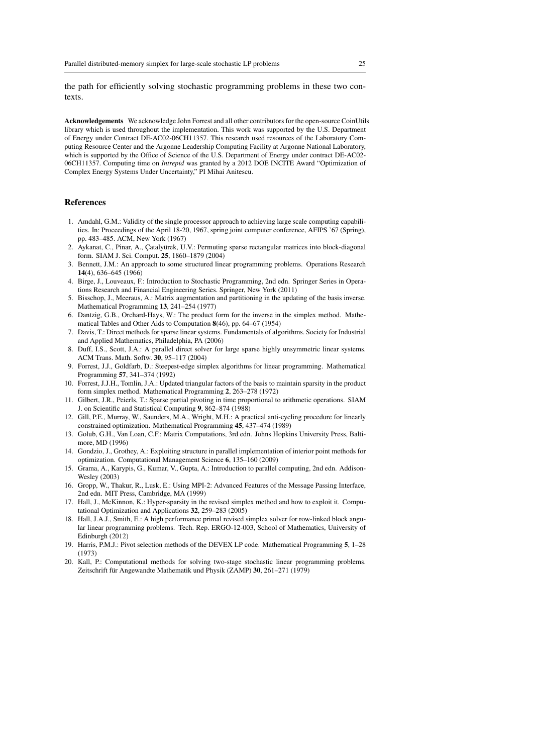the path for efficiently solving stochastic programming problems in these two contexts.

**Acknowledgements** We acknowledge John Forrest and all other contributors for the open-source CoinUtils library which is used throughout the implementation. This work was supported by the U.S. Department of Energy under Contract DE-AC02-06CH11357. This research used resources of the Laboratory Computing Resource Center and the Argonne Leadership Computing Facility at Argonne National Laboratory, which is supported by the Office of Science of the U.S. Department of Energy under contract DE-AC02-06CH11357. Computing time on *Intrepid* was granted by a 2012 DOE INCITE Award "Optimization of Complex Energy Systems Under Uncertainty," PI Mihai Anitescu.

## References

1. Amdahl, G.M.: Validity of the single processor approach to achieving large scale computing capabilities. In: Proceedings of the April 18-20, 1967, spring joint computer conference, AFIPS '67 (Spring), pp. 483–485. ACM, New York (1967)
2. Aykanat, C., Pinar, A., Çatalyürek, U.V.: Permuting sparse rectangular matrices into block-diagonal form. SIAM J. Sci. Comput. **25**, 1860–1879 (2004)
3. Bennett, J.M.: An approach to some structured linear programming problems. Operations Research **14**(4), 636–645 (1966)
4. Birge, J., Louveaux, F.: Introduction to Stochastic Programming, 2nd edn. Springer Series in Operations Research and Financial Engineering Series. Springer, New York (2011)
5. Bisschop, J., Meeraus, A.: Matrix augmentation and partitioning in the updating of the basis inverse. Mathematical Programming **13**, 241–254 (1977)
6. Dantzig, G.B., Orchard-Hays, W.: The product form for the inverse in the simplex method. Mathematical Tables and Other Aids to Computation **8**(46), pp. 64–67 (1954)
7. Davis, T.: Direct methods for sparse linear systems. Fundamentals of algorithms. Society for Industrial and Applied Mathematics, Philadelphia, PA (2006)
8. Duff, I.S., Scott, J.A.: A parallel direct solver for large sparse highly unsymmetric linear systems. ACM Trans. Math. Softw. **30**, 95–117 (2004)
9. Forrest, J.J., Goldfarb, D.: Steepest-edge simplex algorithms for linear programming. Mathematical Programming **57**, 341–374 (1992)
10. Forrest, J.J.H., Tomlin, J.A.: Updated triangular factors of the basis to maintain sparsity in the product form simplex method. Mathematical Programming **2**, 263–278 (1972)
11. Gilbert, J.R., Peierls, T.: Sparse partial pivoting in time proportional to arithmetic operations. SIAM J. on Scientific and Statistical Computing **9**, 862–874 (1988)
12. Gill, P.E., Murray, W., Saunders, M.A., Wright, M.H.: A practical anti-cycling procedure for linearly constrained optimization. Mathematical Programming **45**, 437–474 (1989)
13. Golub, G.H., Van Loan, C.F.: Matrix Computations, 3rd edn. Johns Hopkins University Press, Baltimore, MD (1996)
14. Gondzio, J., Grothey, A.: Exploiting structure in parallel implementation of interior point methods for optimization. Computational Management Science **6**, 135–160 (2009)
15. Grama, A., Karypis, G., Kumar, V., Gupta, A.: Introduction to parallel computing, 2nd edn. Addison-Wesley (2003)
16. Gropp, W., Thakur, R., Lusk, E.: Using MPI-2: Advanced Features of the Message Passing Interface, 2nd edn. MIT Press, Cambridge, MA (1999)
17. Hall, J., McKinnon, K.: Hyper-sparsity in the revised simplex method and how to exploit it. Computational Optimization and Applications **32**, 259–283 (2005)
18. Hall, J.A.J., Smith, E.: A high performance primal revised simplex solver for row-linked block angular linear programming problems. Tech. Rep. ERGO-12-003, School of Mathematics, University of Edinburgh (2012)
19. Harris, P.M.J.: Pivot selection methods of the DEVEX LP code. Mathematical Programming **5**, 1–28 (1973)
20. Kall, P.: Computational methods for solving two-stage stochastic linear programming problems. Zeitschrift für Angewandte Mathematik und Physik (ZAMP) **30**, 261–271 (1979)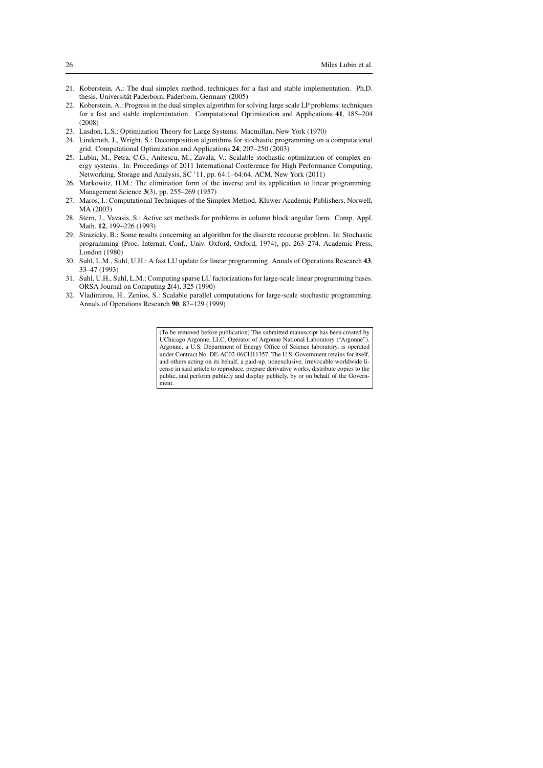21. Koberstein, A.: The dual simplex method, techniques for a fast and stable implementation. Ph.D. thesis, Universität Paderborn, Paderborn, Germany (2005)
22. Koberstein, A.: Progress in the dual simplex algorithm for solving large scale LP problems: techniques for a fast and stable implementation. Computational Optimization and Applications **41**, 185–204 (2008)
23. Lasdon, L.S.: Optimization Theory for Large Systems. Macmillan, New York (1970)
24. Linderoth, J., Wright, S.: Decomposition algorithms for stochastic programming on a computational grid. Computational Optimization and Applications **24**, 207–250 (2003)
25. Lubin, M., Petra, C.G., Anitescu, M., Zavala, V.: Scalable stochastic optimization of complex energy systems. In: Proceedings of 2011 International Conference for High Performance Computing, Networking, Storage and Analysis, SC '11, pp. 64:1–64:64. ACM, New York (2011)
26. Markowitz, H.M.: The elimination form of the inverse and its application to linear programming. Management Science **3**(3), pp. 255–269 (1957)
27. Maros, I.: Computational Techniques of the Simplex Method. Kluwer Academic Publishers, Norwell, MA (2003)
28. Stern, J., Vavasis, S.: Active set methods for problems in column block angular form. Comp. Appl. Math. **12**, 199–226 (1993)
29. Strazicky, B.: Some results concerning an algorithm for the discrete recourse problem. In: Stochastic programming (Proc. Internat. Conf., Univ. Oxford, Oxford, 1974), pp. 263–274. Academic Press, London (1980)
30. Suhl, L.M., Suhl, U.H.: A fast LU update for linear programming. Annals of Operations Research **43**, 33–47 (1993)
31. Suhl, U.H., Suhl, L.M.: Computing sparse LU factorizations for large-scale linear programming bases. ORSA Journal on Computing **2**(4), 325 (1990)
32. Vladimirou, H., Zenios, S.: Scalable parallel computations for large-scale stochastic programming. Annals of Operations Research **90**, 87–129 (1999)

(To be removed before publication) The submitted manuscript has been created by UChicago Argonne, LLC, Operator of Argonne National Laboratory ("Argonne"). Argonne, a U.S. Department of Energy Office of Science laboratory, is operated under Contract No. DE-AC02-06CH11357. The U.S. Government retains for itself, and others acting on its behalf, a paid-up, nonexclusive, irrevocable worldwide license in said article to reproduce, prepare derivative works, distribute copies to the public, and perform publicly and display publicly, by or on behalf of the Government.